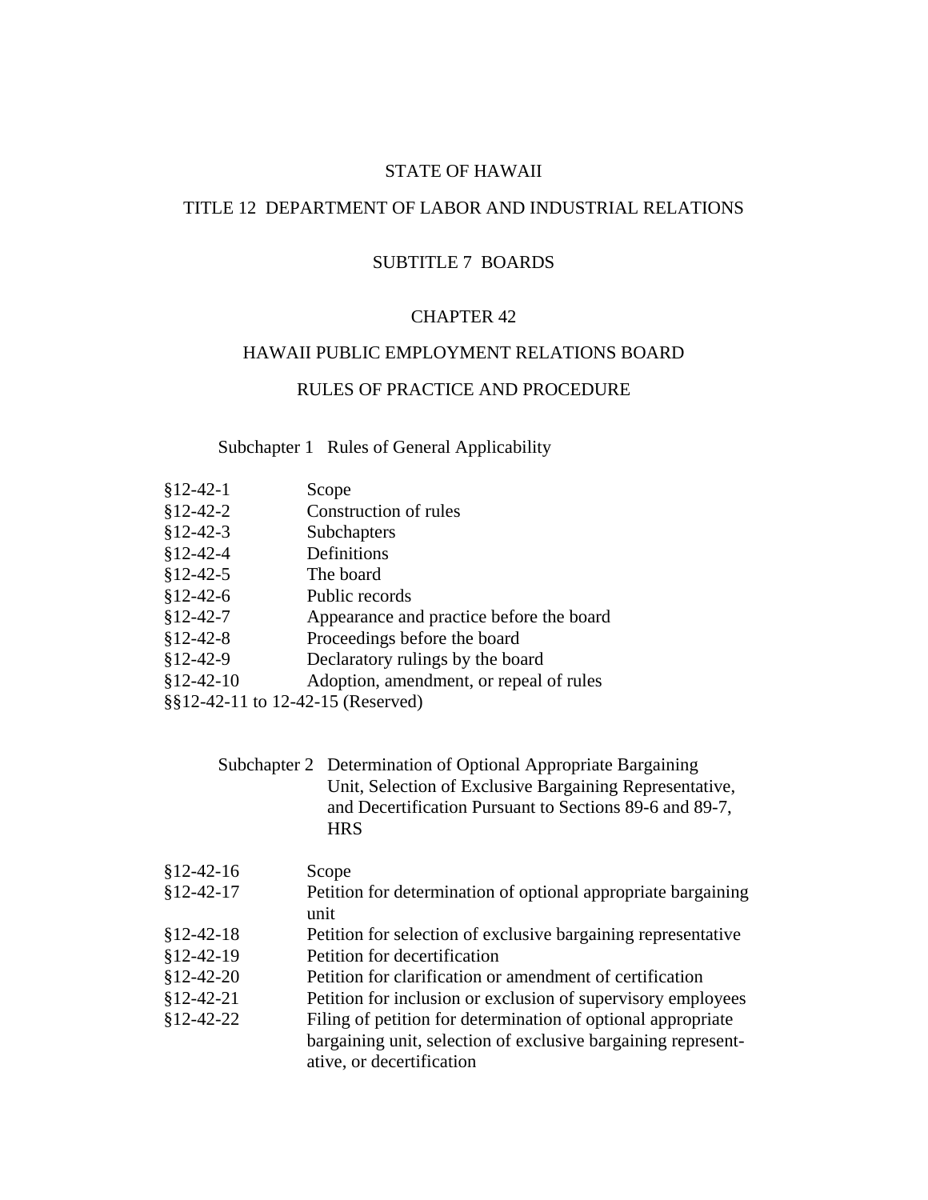STATE OF HAWAII

TITLE 12 DEPARTMENT OF LABOR AND INDUSTRIAL RELATIONS

SUBTITLE 7 BOARDS

# CHAPTER 42

# HAWAII PUBLIC EMPLOYMENT RELATIONS BOARD

# RULES OF PRACTICE AND PROCEDURE

## Subchapter 1 Rules of General Applicability

| | |
|---|---|
| §12-42-1 | Scope |
| §12-42-2 | Construction of rules |
| §12-42-3 | Subchapters |
| §12-42-4 | Definitions |
| §12-42-5 | The board |
| §12-42-6 | Public records |
| §12-42-7 | Appearance and practice before the board |
| §12-42-8 | Proceedings before the board |
| §12-42-9 | Declaratory rulings by the board |
| §12-42-10 | Adoption, amendment, or repeal of rules |

§§12-42-11 to 12-42-15 (Reserved)

## Subchapter 2 Determination of Optional Appropriate Bargaining Unit, Selection of Exclusive Bargaining Representative, and Decertification Pursuant to Sections 89-6 and 89-7, HRS

| | |
|---|---|
| §12-42-16 | Scope |
| §12-42-17 | Petition for determination of optional appropriate bargaining unit |
| §12-42-18 | Petition for selection of exclusive bargaining representative |
| §12-42-19 | Petition for decertification |
| §12-42-20 | Petition for clarification or amendment of certification |
| §12-42-21 | Petition for inclusion or exclusion of supervisory employees |
| §12-42-22 | Filing of petition for determination of optional appropriate bargaining unit, selection of exclusive bargaining representative, or decertification |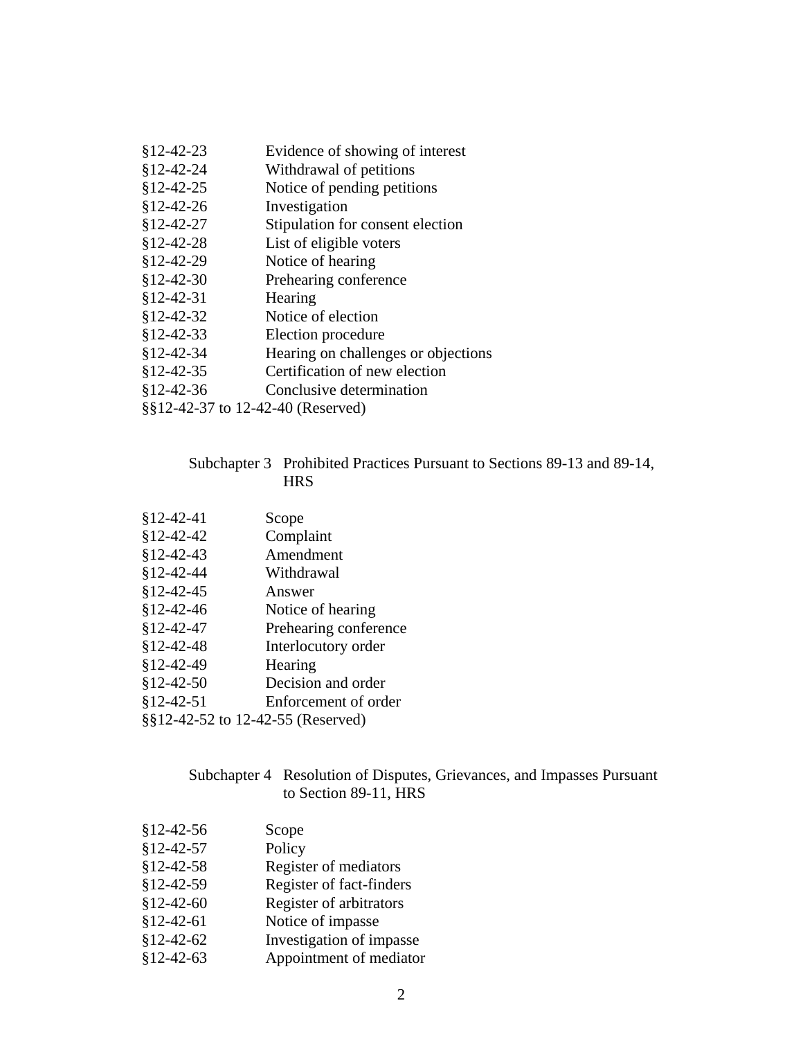§12-42-23 Evidence of showing of interest
§12-42-24 Withdrawal of petitions
§12-42-25 Notice of pending petitions
§12-42-26 Investigation
§12-42-27 Stipulation for consent election
§12-42-28 List of eligible voters
§12-42-29 Notice of hearing
§12-42-30 Prehearing conference
§12-42-31 Hearing
§12-42-32 Notice of election
§12-42-33 Election procedure
§12-42-34 Hearing on challenges or objections
§12-42-35 Certification of new election
§12-42-36 Conclusive determination
§§12-42-37 to 12-42-40 (Reserved)

Subchapter 3 Prohibited Practices Pursuant to Sections 89-13 and 89-14, HRS

§12-42-41 Scope
§12-42-42 Complaint
§12-42-43 Amendment
§12-42-44 Withdrawal
§12-42-45 Answer
§12-42-46 Notice of hearing
§12-42-47 Prehearing conference
§12-42-48 Interlocutory order
§12-42-49 Hearing
§12-42-50 Decision and order
§12-42-51 Enforcement of order
§§12-42-52 to 12-42-55 (Reserved)

Subchapter 4 Resolution of Disputes, Grievances, and Impasses Pursuant to Section 89-11, HRS

§12-42-56 Scope
§12-42-57 Policy
§12-42-58 Register of mediators
§12-42-59 Register of fact-finders
§12-42-60 Register of arbitrators
§12-42-61 Notice of impasse
§12-42-62 Investigation of impasse
§12-42-63 Appointment of mediator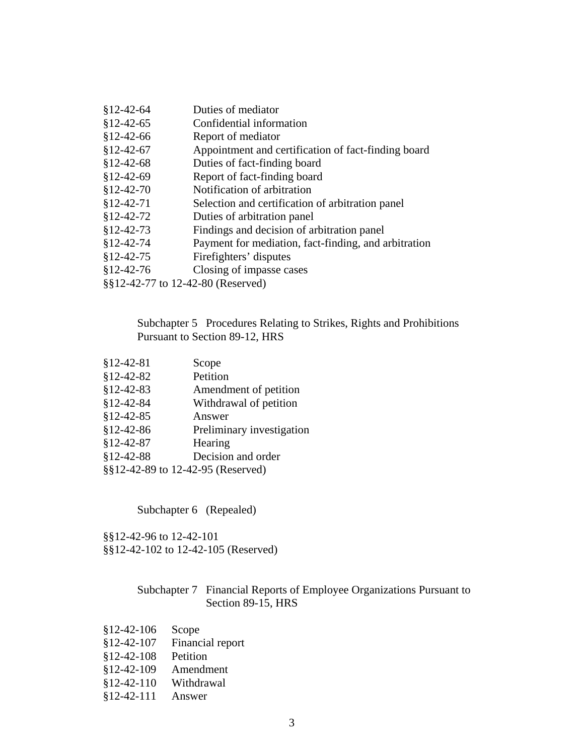§12-42-64 Duties of mediator
§12-42-65 Confidential information
§12-42-66 Report of mediator
§12-42-67 Appointment and certification of fact-finding board
§12-42-68 Duties of fact-finding board
§12-42-69 Report of fact-finding board
§12-42-70 Notification of arbitration
§12-42-71 Selection and certification of arbitration panel
§12-42-72 Duties of arbitration panel
§12-42-73 Findings and decision of arbitration panel
§12-42-74 Payment for mediation, fact-finding, and arbitration
§12-42-75 Firefighters' disputes
§12-42-76 Closing of impasse cases
§§12-42-77 to 12-42-80 (Reserved)

Subchapter 5 Procedures Relating to Strikes, Rights and Prohibitions Pursuant to Section 89-12, HRS

§12-42-81 Scope
§12-42-82 Petition
§12-42-83 Amendment of petition
§12-42-84 Withdrawal of petition
§12-42-85 Answer
§12-42-86 Preliminary investigation
§12-42-87 Hearing
§12-42-88 Decision and order
§§12-42-89 to 12-42-95 (Reserved)

Subchapter 6 (Repealed)

§§12-42-96 to 12-42-101
§§12-42-102 to 12-42-105 (Reserved)

Subchapter 7 Financial Reports of Employee Organizations Pursuant to Section 89-15, HRS

§12-42-106 Scope
§12-42-107 Financial report
§12-42-108 Petition
§12-42-109 Amendment
§12-42-110 Withdrawal
§12-42-111 Answer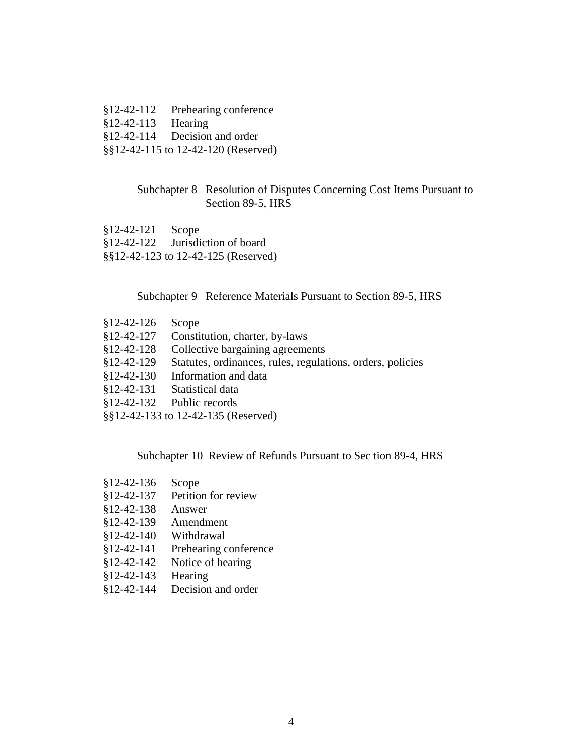§12-42-112 Prehearing conference
§12-42-113 Hearing
§12-42-114 Decision and order
§§12-42-115 to 12-42-120 (Reserved)

Subchapter 8 Resolution of Disputes Concerning Cost Items Pursuant to Section 89-5, HRS

§12-42-121 Scope
§12-42-122 Jurisdiction of board
§§12-42-123 to 12-42-125 (Reserved)

Subchapter 9 Reference Materials Pursuant to Section 89-5, HRS

§12-42-126 Scope
§12-42-127 Constitution, charter, by-laws
§12-42-128 Collective bargaining agreements
§12-42-129 Statutes, ordinances, rules, regulations, orders, policies
§12-42-130 Information and data
§12-42-131 Statistical data
§12-42-132 Public records
§§12-42-133 to 12-42-135 (Reserved)

Subchapter 10 Review of Refunds Pursuant to Sec tion 89-4, HRS

§12-42-136 Scope
§12-42-137 Petition for review
§12-42-138 Answer
§12-42-139 Amendment
§12-42-140 Withdrawal
§12-42-141 Prehearing conference
§12-42-142 Notice of hearing
§12-42-143 Hearing
§12-42-144 Decision and order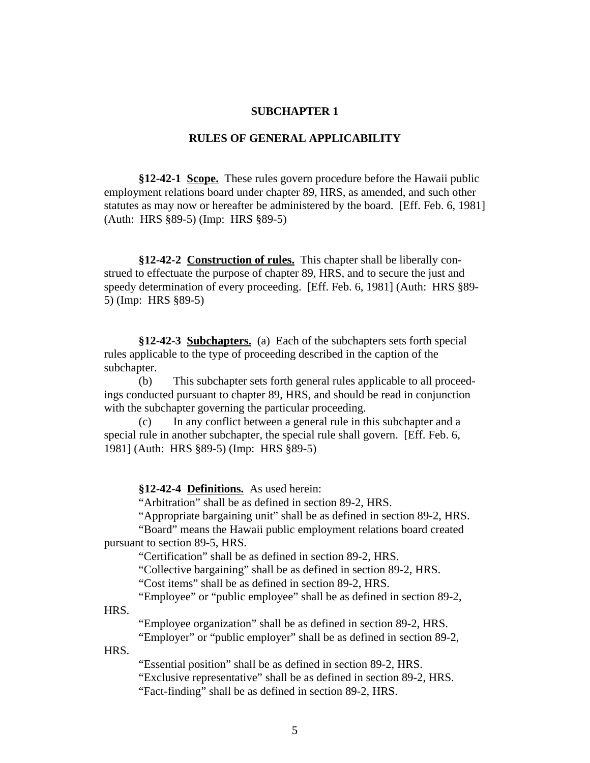## SUBCHAPTER 1

## RULES OF GENERAL APPLICABILITY

**§12-42-1 Scope.** These rules govern procedure before the Hawaii public employment relations board under chapter 89, HRS, as amended, and such other statutes as may now or hereafter be administered by the board. [Eff. Feb. 6, 1981] (Auth: HRS §89-5) (Imp: HRS §89-5)

**§12-42-2 Construction of rules.** This chapter shall be liberally construed to effectuate the purpose of chapter 89, HRS, and to secure the just and speedy determination of every proceeding. [Eff. Feb. 6, 1981] (Auth: HRS §89-5) (Imp: HRS §89-5)

**§12-42-3 Subchapters.** (a) Each of the subchapters sets forth special rules applicable to the type of proceeding described in the caption of the subchapter.

(b) This subchapter sets forth general rules applicable to all proceedings conducted pursuant to chapter 89, HRS, and should be read in conjunction with the subchapter governing the particular proceeding.

(c) In any conflict between a general rule in this subchapter and a special rule in another subchapter, the special rule shall govern. [Eff. Feb. 6, 1981] (Auth: HRS §89-5) (Imp: HRS §89-5)

**§12-42-4 Definitions.** As used herein:

"Arbitration" shall be as defined in section 89-2, HRS.

"Appropriate bargaining unit" shall be as defined in section 89-2, HRS.

"Board" means the Hawaii public employment relations board created pursuant to section 89-5, HRS.

"Certification" shall be as defined in section 89-2, HRS.

"Collective bargaining" shall be as defined in section 89-2, HRS.

"Cost items" shall be as defined in section 89-2, HRS.

"Employee" or "public employee" shall be as defined in section 89-2, HRS.

"Employee organization" shall be as defined in section 89-2, HRS.

"Employer" or "public employer" shall be as defined in section 89-2, HRS.

"Essential position" shall be as defined in section 89-2, HRS.

"Exclusive representative" shall be as defined in section 89-2, HRS.

"Fact-finding" shall be as defined in section 89-2, HRS.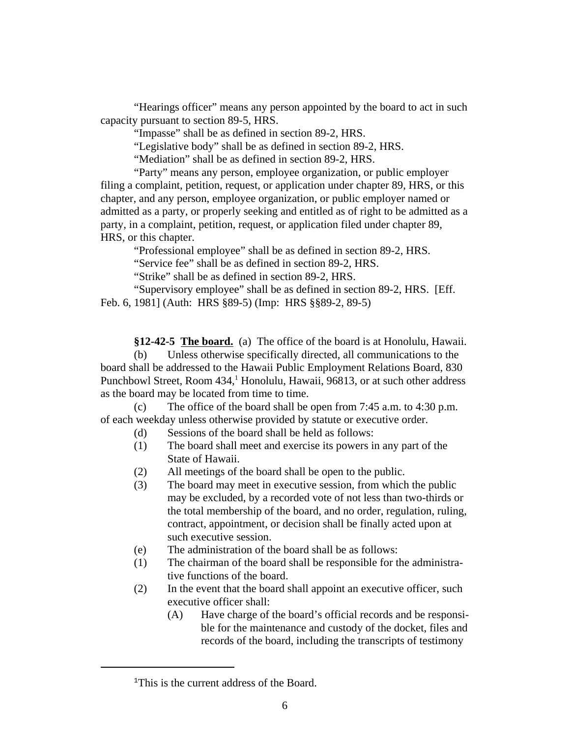"Hearings officer" means any person appointed by the board to act in such capacity pursuant to section 89-5, HRS.

"Impasse" shall be as defined in section 89-2, HRS.

"Legislative body" shall be as defined in section 89-2, HRS.

"Mediation" shall be as defined in section 89-2, HRS.

"Party" means any person, employee organization, or public employer filing a complaint, petition, request, or application under chapter 89, HRS, or this chapter, and any person, employee organization, or public employer named or admitted as a party, or properly seeking and entitled as of right to be admitted as a party, in a complaint, petition, request, or application filed under chapter 89, HRS, or this chapter.

"Professional employee" shall be as defined in section 89-2, HRS.

"Service fee" shall be as defined in section 89-2, HRS.

"Strike" shall be as defined in section 89-2, HRS.

"Supervisory employee" shall be as defined in section 89-2, HRS. [Eff. Feb. 6, 1981] (Auth: HRS §89-5) (Imp: HRS §§89-2, 89-5)

**§12-42-5 The board.** (a) The office of the board is at Honolulu, Hawaii.

(b) Unless otherwise specifically directed, all communications to the board shall be addressed to the Hawaii Public Employment Relations Board, 830 Punchbowl Street, Room 434,[1] Honolulu, Hawaii, 96813, or at such other address as the board may be located from time to time.

(c) The office of the board shall be open from 7:45 a.m. to 4:30 p.m. of each weekday unless otherwise provided by statute or executive order.

(d) Sessions of the board shall be held as follows:

(1) The board shall meet and exercise its powers in any part of the State of Hawaii.

(2) All meetings of the board shall be open to the public.

(3) The board may meet in executive session, from which the public may be excluded, by a recorded vote of not less than two-thirds or the total membership of the board, and no order, regulation, ruling, contract, appointment, or decision shall be finally acted upon at such executive session.

(e) The administration of the board shall be as follows:

(1) The chairman of the board shall be responsible for the administrative functions of the board.

(2) In the event that the board shall appoint an executive officer, such executive officer shall:

   (A) Have charge of the board's official records and be responsible for the maintenance and custody of the docket, files and records of the board, including the transcripts of testimony

[1]This is the current address of the Board.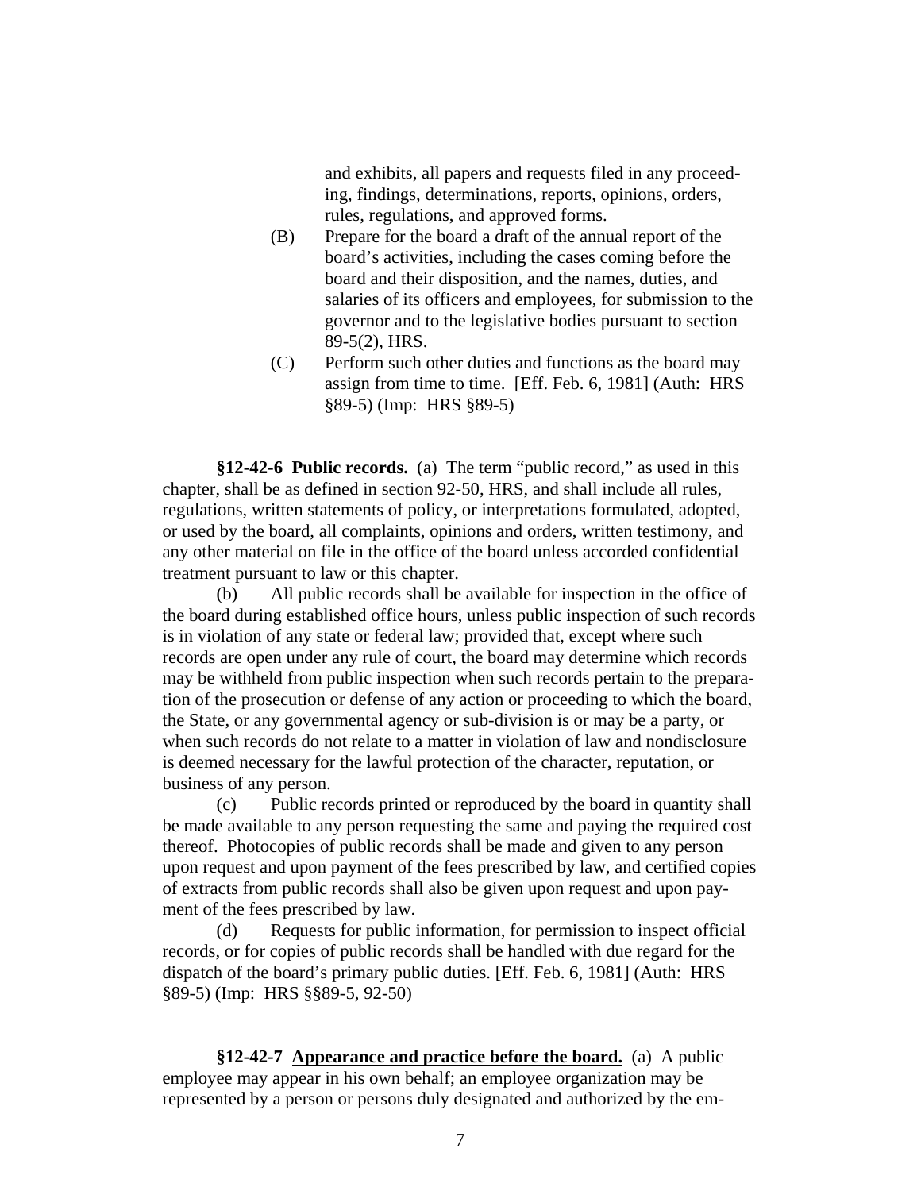and exhibits, all papers and requests filed in any proceeding, findings, determinations, reports, opinions, orders, rules, regulations, and approved forms.

(B) Prepare for the board a draft of the annual report of the board's activities, including the cases coming before the board and their disposition, and the names, duties, and salaries of its officers and employees, for submission to the governor and to the legislative bodies pursuant to section 89-5(2), HRS.

(C) Perform such other duties and functions as the board may assign from time to time. [Eff. Feb. 6, 1981] (Auth: HRS §89-5) (Imp: HRS §89-5)

**§12-42-6 <u>Public records.</u>** (a) The term "public record," as used in this chapter, shall be as defined in section 92-50, HRS, and shall include all rules, regulations, written statements of policy, or interpretations formulated, adopted, or used by the board, all complaints, opinions and orders, written testimony, and any other material on file in the office of the board unless accorded confidential treatment pursuant to law or this chapter.

(b) All public records shall be available for inspection in the office of the board during established office hours, unless public inspection of such records is in violation of any state or federal law; provided that, except where such records are open under any rule of court, the board may determine which records may be withheld from public inspection when such records pertain to the preparation of the prosecution or defense of any action or proceeding to which the board, the State, or any governmental agency or sub-division is or may be a party, or when such records do not relate to a matter in violation of law and nondisclosure is deemed necessary for the lawful protection of the character, reputation, or business of any person.

(c) Public records printed or reproduced by the board in quantity shall be made available to any person requesting the same and paying the required cost thereof. Photocopies of public records shall be made and given to any person upon request and upon payment of the fees prescribed by law, and certified copies of extracts from public records shall also be given upon request and upon payment of the fees prescribed by law.

(d) Requests for public information, for permission to inspect official records, or for copies of public records shall be handled with due regard for the dispatch of the board's primary public duties. [Eff. Feb. 6, 1981] (Auth: HRS §89-5) (Imp: HRS §§89-5, 92-50)

**§12-42-7 <u>Appearance and practice before the board.</u>** (a) A public employee may appear in his own behalf; an employee organization may be represented by a person or persons duly designated and authorized by the em-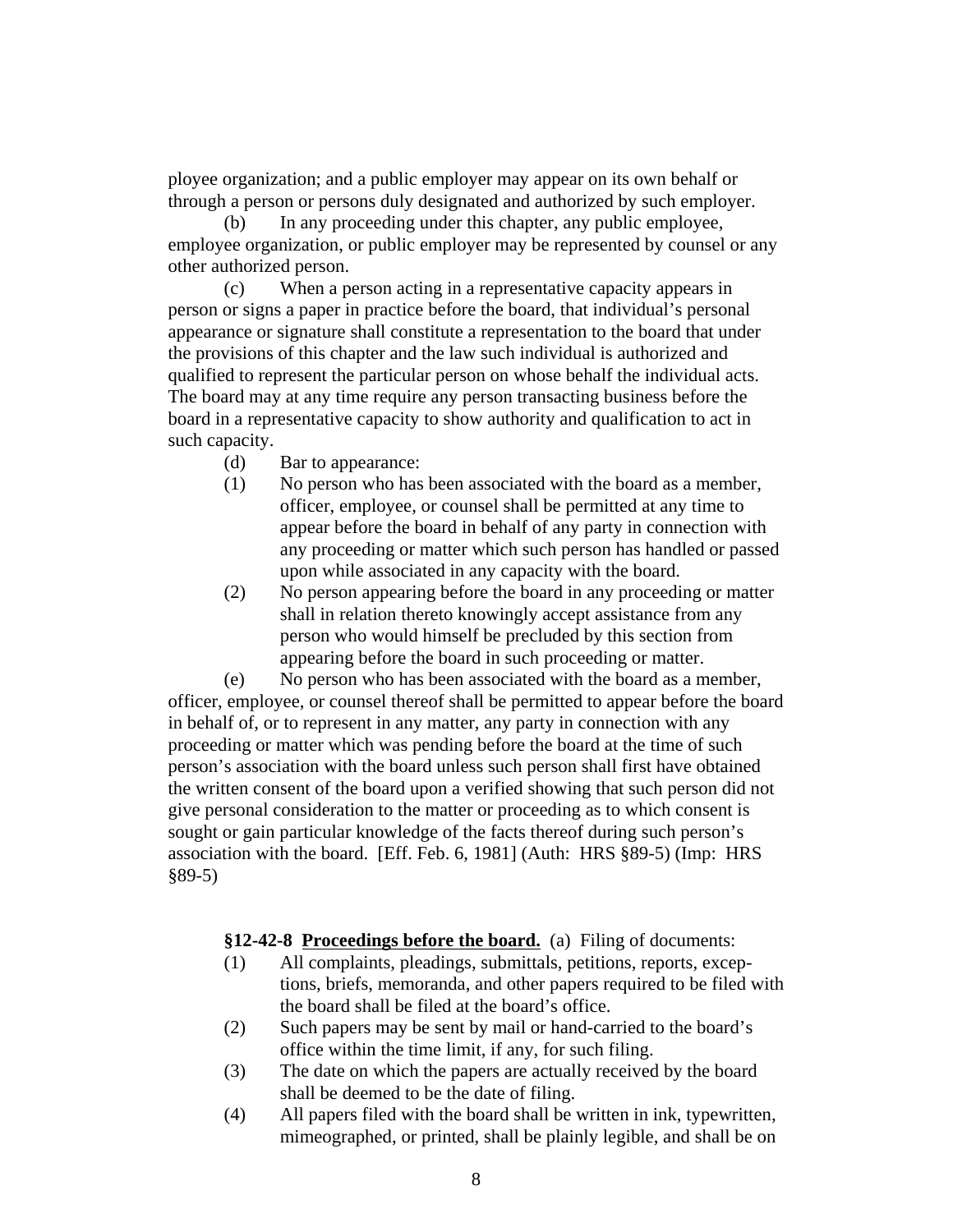ployee organization; and a public employer may appear on its own behalf or through a person or persons duly designated and authorized by such employer.

(b) In any proceeding under this chapter, any public employee, employee organization, or public employer may be represented by counsel or any other authorized person.

(c) When a person acting in a representative capacity appears in person or signs a paper in practice before the board, that individual's personal appearance or signature shall constitute a representation to the board that under the provisions of this chapter and the law such individual is authorized and qualified to represent the particular person on whose behalf the individual acts. The board may at any time require any person transacting business before the board in a representative capacity to show authority and qualification to act in such capacity.

(d) Bar to appearance:

(1) No person who has been associated with the board as a member, officer, employee, or counsel shall be permitted at any time to appear before the board in behalf of any party in connection with any proceeding or matter which such person has handled or passed upon while associated in any capacity with the board.

(2) No person appearing before the board in any proceeding or matter shall in relation thereto knowingly accept assistance from any person who would himself be precluded by this section from appearing before the board in such proceeding or matter.

(e) No person who has been associated with the board as a member, officer, employee, or counsel thereof shall be permitted to appear before the board in behalf of, or to represent in any matter, any party in connection with any proceeding or matter which was pending before the board at the time of such person's association with the board unless such person shall first have obtained the written consent of the board upon a verified showing that such person did not give personal consideration to the matter or proceeding as to which consent is sought or gain particular knowledge of the facts thereof during such person's association with the board. [Eff. Feb. 6, 1981] (Auth: HRS §89-5) (Imp: HRS §89-5)

**§12-42-8 <u>Proceedings before the board.</u>** (a) Filing of documents:

(1) All complaints, pleadings, submittals, petitions, reports, exceptions, briefs, memoranda, and other papers required to be filed with the board shall be filed at the board's office.

(2) Such papers may be sent by mail or hand-carried to the board's office within the time limit, if any, for such filing.

(3) The date on which the papers are actually received by the board shall be deemed to be the date of filing.

(4) All papers filed with the board shall be written in ink, typewritten, mimeographed, or printed, shall be plainly legible, and shall be on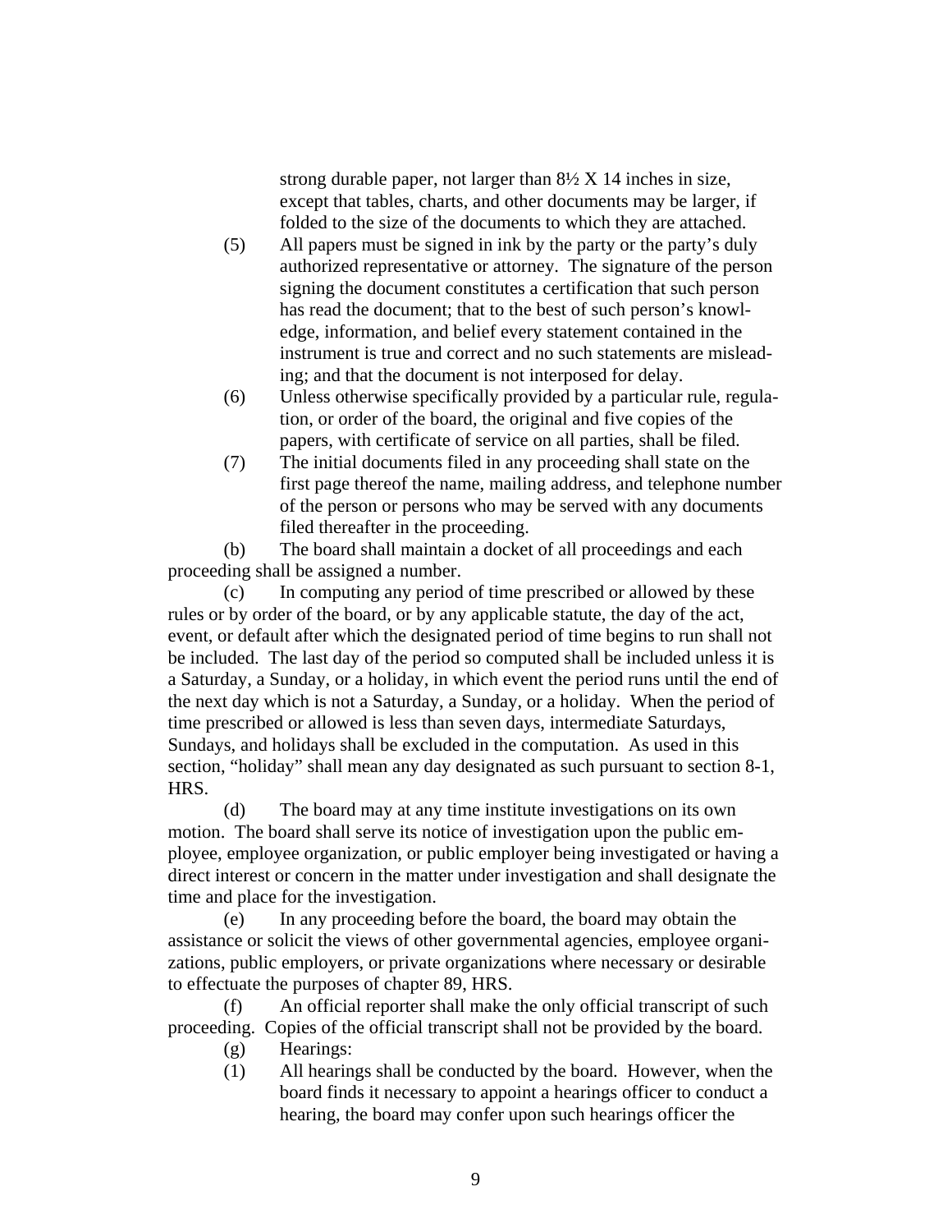strong durable paper, not larger than 8½ X 14 inches in size, except that tables, charts, and other documents may be larger, if folded to the size of the documents to which they are attached.

(5) All papers must be signed in ink by the party or the party's duly authorized representative or attorney. The signature of the person signing the document constitutes a certification that such person has read the document; that to the best of such person's knowledge, information, and belief every statement contained in the instrument is true and correct and no such statements are misleading; and that the document is not interposed for delay.

(6) Unless otherwise specifically provided by a particular rule, regulation, or order of the board, the original and five copies of the papers, with certificate of service on all parties, shall be filed.

(7) The initial documents filed in any proceeding shall state on the first page thereof the name, mailing address, and telephone number of the person or persons who may be served with any documents filed thereafter in the proceeding.

(b) The board shall maintain a docket of all proceedings and each proceeding shall be assigned a number.

(c) In computing any period of time prescribed or allowed by these rules or by order of the board, or by any applicable statute, the day of the act, event, or default after which the designated period of time begins to run shall not be included. The last day of the period so computed shall be included unless it is a Saturday, a Sunday, or a holiday, in which event the period runs until the end of the next day which is not a Saturday, a Sunday, or a holiday. When the period of time prescribed or allowed is less than seven days, intermediate Saturdays, Sundays, and holidays shall be excluded in the computation. As used in this section, "holiday" shall mean any day designated as such pursuant to section 8-1, HRS.

(d) The board may at any time institute investigations on its own motion. The board shall serve its notice of investigation upon the public employee, employee organization, or public employer being investigated or having a direct interest or concern in the matter under investigation and shall designate the time and place for the investigation.

(e) In any proceeding before the board, the board may obtain the assistance or solicit the views of other governmental agencies, employee organizations, public employers, or private organizations where necessary or desirable to effectuate the purposes of chapter 89, HRS.

(f) An official reporter shall make the only official transcript of such proceeding. Copies of the official transcript shall not be provided by the board.

(g) Hearings:

(1) All hearings shall be conducted by the board. However, when the board finds it necessary to appoint a hearings officer to conduct a hearing, the board may confer upon such hearings officer the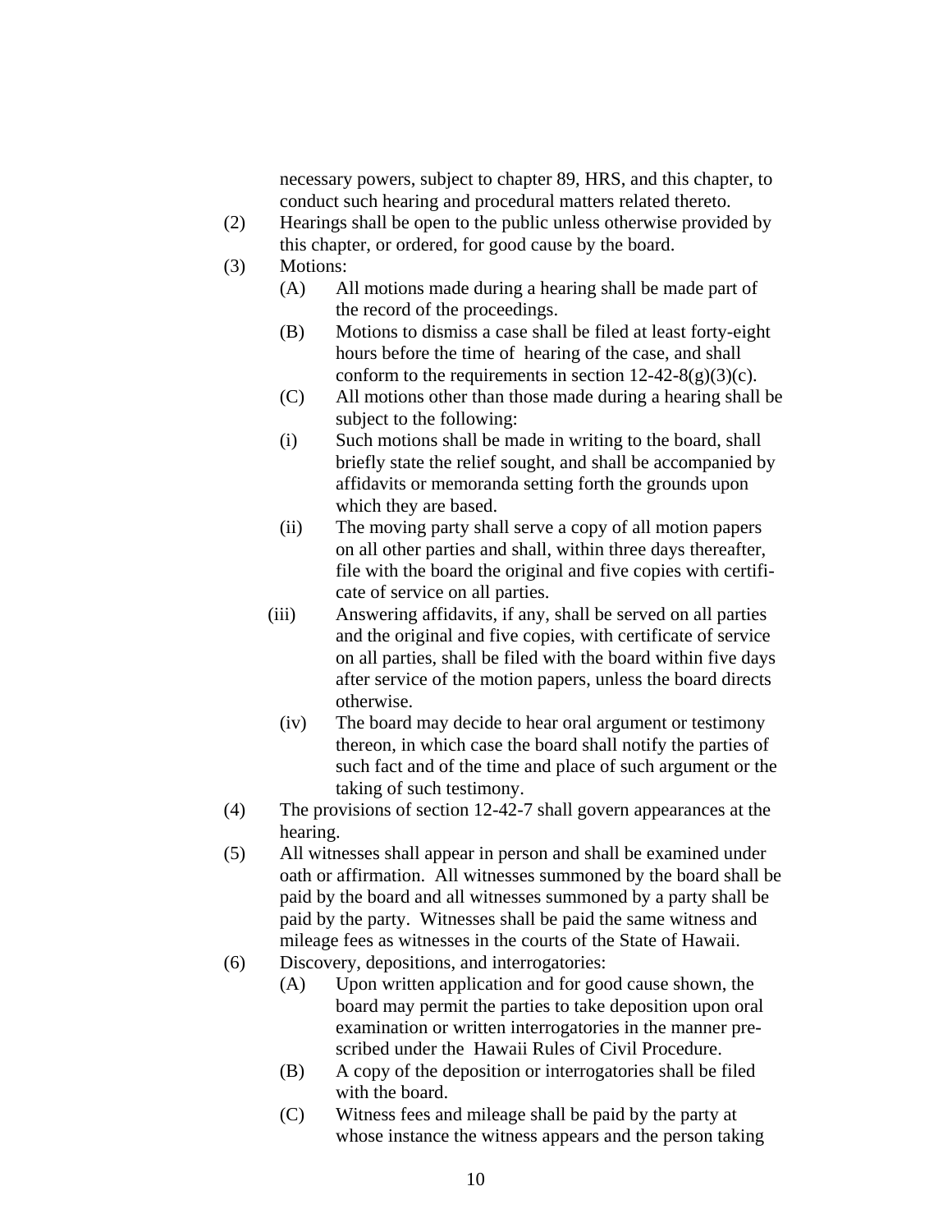necessary powers, subject to chapter 89, HRS, and this chapter, to conduct such hearing and procedural matters related thereto.

(2) Hearings shall be open to the public unless otherwise provided by this chapter, or ordered, for good cause by the board.

(3) Motions:

(A) All motions made during a hearing shall be made part of the record of the proceedings.

(B) Motions to dismiss a case shall be filed at least forty-eight hours before the time of hearing of the case, and shall conform to the requirements in section 12-42-8(g)(3)(c).

(C) All motions other than those made during a hearing shall be subject to the following:

(i) Such motions shall be made in writing to the board, shall briefly state the relief sought, and shall be accompanied by affidavits or memoranda setting forth the grounds upon which they are based.

(ii) The moving party shall serve a copy of all motion papers on all other parties and shall, within three days thereafter, file with the board the original and five copies with certificate of service on all parties.

(iii) Answering affidavits, if any, shall be served on all parties and the original and five copies, with certificate of service on all parties, shall be filed with the board within five days after service of the motion papers, unless the board directs otherwise.

(iv) The board may decide to hear oral argument or testimony thereon, in which case the board shall notify the parties of such fact and of the time and place of such argument or the taking of such testimony.

(4) The provisions of section 12-42-7 shall govern appearances at the hearing.

(5) All witnesses shall appear in person and shall be examined under oath or affirmation. All witnesses summoned by the board shall be paid by the board and all witnesses summoned by a party shall be paid by the party. Witnesses shall be paid the same witness and mileage fees as witnesses in the courts of the State of Hawaii.

(6) Discovery, depositions, and interrogatories:

(A) Upon written application and for good cause shown, the board may permit the parties to take deposition upon oral examination or written interrogatories in the manner prescribed under the Hawaii Rules of Civil Procedure.

(B) A copy of the deposition or interrogatories shall be filed with the board.

(C) Witness fees and mileage shall be paid by the party at whose instance the witness appears and the person taking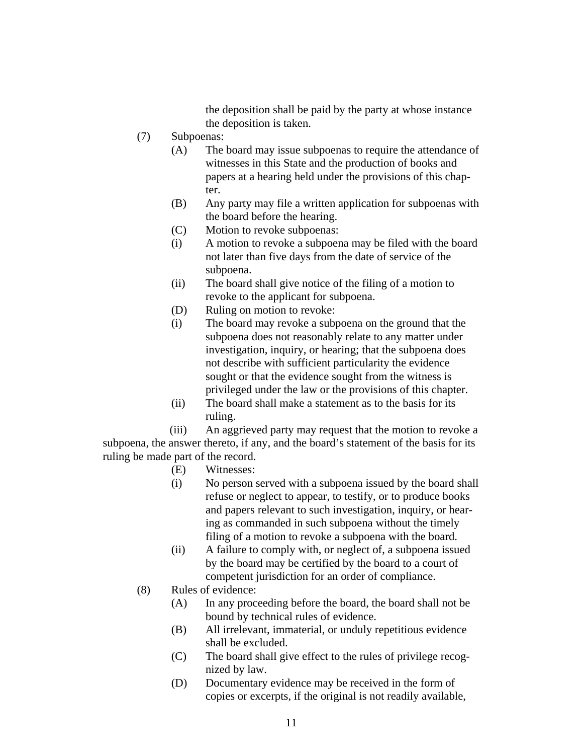the deposition shall be paid by the party at whose instance the deposition is taken.

(7) Subpoenas:

(A) The board may issue subpoenas to require the attendance of witnesses in this State and the production of books and papers at a hearing held under the provisions of this chapter.

(B) Any party may file a written application for subpoenas with the board before the hearing.

(C) Motion to revoke subpoenas:

(i) A motion to revoke a subpoena may be filed with the board not later than five days from the date of service of the subpoena.

(ii) The board shall give notice of the filing of a motion to revoke to the applicant for subpoena.

(D) Ruling on motion to revoke:

(i) The board may revoke a subpoena on the ground that the subpoena does not reasonably relate to any matter under investigation, inquiry, or hearing; that the subpoena does not describe with sufficient particularity the evidence sought or that the evidence sought from the witness is privileged under the law or the provisions of this chapter.

(ii) The board shall make a statement as to the basis for its ruling.

(iii) An aggrieved party may request that the motion to revoke a subpoena, the answer thereto, if any, and the board's statement of the basis for its ruling be made part of the record.

(E) Witnesses:

(i) No person served with a subpoena issued by the board shall refuse or neglect to appear, to testify, or to produce books and papers relevant to such investigation, inquiry, or hearing as commanded in such subpoena without the timely filing of a motion to revoke a subpoena with the board.

(ii) A failure to comply with, or neglect of, a subpoena issued by the board may be certified by the board to a court of competent jurisdiction for an order of compliance.

(8) Rules of evidence:

(A) In any proceeding before the board, the board shall not be bound by technical rules of evidence.

(B) All irrelevant, immaterial, or unduly repetitious evidence shall be excluded.

(C) The board shall give effect to the rules of privilege recognized by law.

(D) Documentary evidence may be received in the form of copies or excerpts, if the original is not readily available,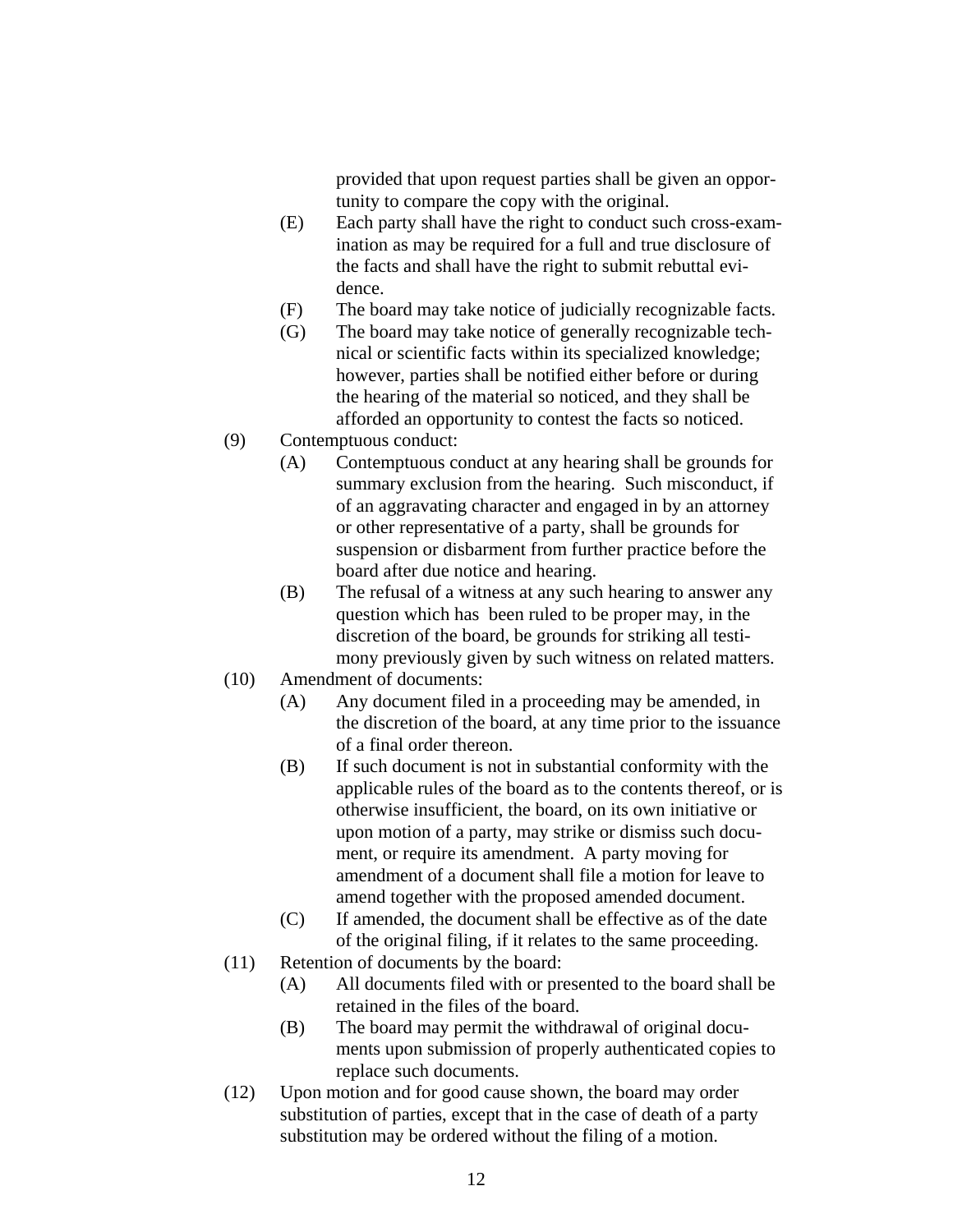provided that upon request parties shall be given an opportunity to compare the copy with the original.

(E) Each party shall have the right to conduct such cross-examination as may be required for a full and true disclosure of the facts and shall have the right to submit rebuttal evidence.

(F) The board may take notice of judicially recognizable facts.

(G) The board may take notice of generally recognizable technical or scientific facts within its specialized knowledge; however, parties shall be notified either before or during the hearing of the material so noticed, and they shall be afforded an opportunity to contest the facts so noticed.

(9) Contemptuous conduct:

(A) Contemptuous conduct at any hearing shall be grounds for summary exclusion from the hearing. Such misconduct, if of an aggravating character and engaged in by an attorney or other representative of a party, shall be grounds for suspension or disbarment from further practice before the board after due notice and hearing.

(B) The refusal of a witness at any such hearing to answer any question which has been ruled to be proper may, in the discretion of the board, be grounds for striking all testimony previously given by such witness on related matters.

(10) Amendment of documents:

(A) Any document filed in a proceeding may be amended, in the discretion of the board, at any time prior to the issuance of a final order thereon.

(B) If such document is not in substantial conformity with the applicable rules of the board as to the contents thereof, or is otherwise insufficient, the board, on its own initiative or upon motion of a party, may strike or dismiss such document, or require its amendment. A party moving for amendment of a document shall file a motion for leave to amend together with the proposed amended document.

(C) If amended, the document shall be effective as of the date of the original filing, if it relates to the same proceeding.

(11) Retention of documents by the board:

(A) All documents filed with or presented to the board shall be retained in the files of the board.

(B) The board may permit the withdrawal of original documents upon submission of properly authenticated copies to replace such documents.

(12) Upon motion and for good cause shown, the board may order substitution of parties, except that in the case of death of a party substitution may be ordered without the filing of a motion.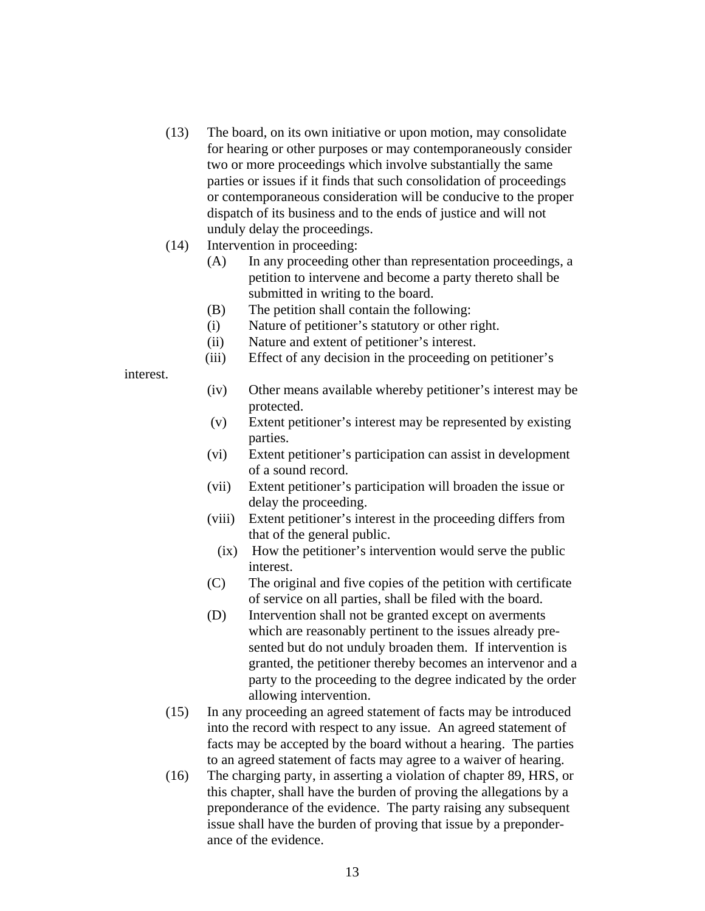(13) The board, on its own initiative or upon motion, may consolidate for hearing or other purposes or may contemporaneously consider two or more proceedings which involve substantially the same parties or issues if it finds that such consolidation of proceedings or contemporaneous consideration will be conducive to the proper dispatch of its business and to the ends of justice and will not unduly delay the proceedings.

(14) Intervention in proceeding:

(A) In any proceeding other than representation proceedings, a petition to intervene and become a party thereto shall be submitted in writing to the board.

(B) The petition shall contain the following:

(i) Nature of petitioner's statutory or other right.

(ii) Nature and extent of petitioner's interest.

(iii) Effect of any decision in the proceeding on petitioner's interest.

(iv) Other means available whereby petitioner's interest may be protected.

(v) Extent petitioner's interest may be represented by existing parties.

(vi) Extent petitioner's participation can assist in development of a sound record.

(vii) Extent petitioner's participation will broaden the issue or delay the proceeding.

(viii) Extent petitioner's interest in the proceeding differs from that of the general public.

(ix) How the petitioner's intervention would serve the public interest.

(C) The original and five copies of the petition with certificate of service on all parties, shall be filed with the board.

(D) Intervention shall not be granted except on averments which are reasonably pertinent to the issues already presented but do not unduly broaden them. If intervention is granted, the petitioner thereby becomes an intervenor and a party to the proceeding to the degree indicated by the order allowing intervention.

(15) In any proceeding an agreed statement of facts may be introduced into the record with respect to any issue. An agreed statement of facts may be accepted by the board without a hearing. The parties to an agreed statement of facts may agree to a waiver of hearing.

(16) The charging party, in asserting a violation of chapter 89, HRS, or this chapter, shall have the burden of proving the allegations by a preponderance of the evidence. The party raising any subsequent issue shall have the burden of proving that issue by a preponderance of the evidence.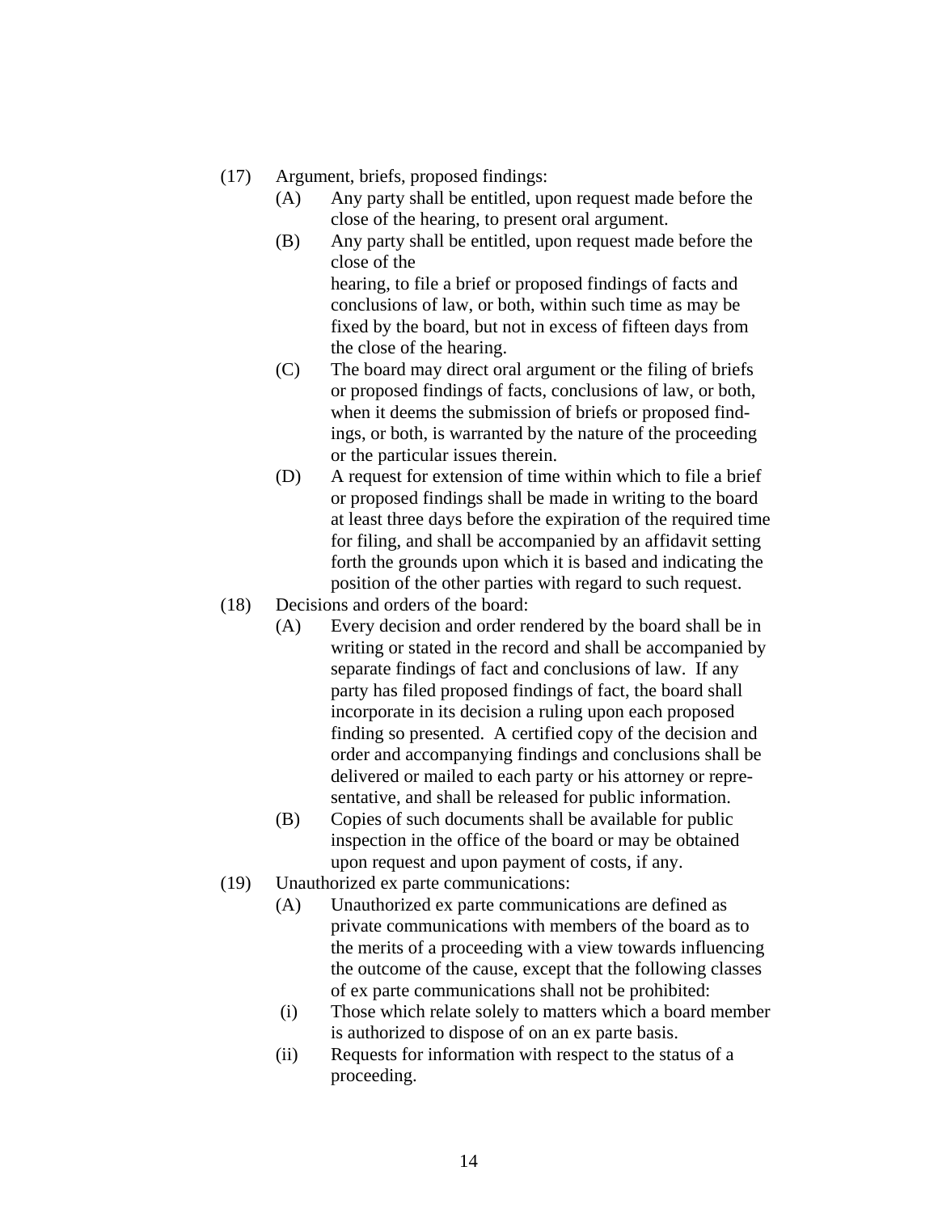(17) Argument, briefs, proposed findings:

(A) Any party shall be entitled, upon request made before the close of the hearing, to present oral argument.

(B) Any party shall be entitled, upon request made before the close of the hearing, to file a brief or proposed findings of facts and conclusions of law, or both, within such time as may be fixed by the board, but not in excess of fifteen days from the close of the hearing.

(C) The board may direct oral argument or the filing of briefs or proposed findings of facts, conclusions of law, or both, when it deems the submission of briefs or proposed findings, or both, is warranted by the nature of the proceeding or the particular issues therein.

(D) A request for extension of time within which to file a brief or proposed findings shall be made in writing to the board at least three days before the expiration of the required time for filing, and shall be accompanied by an affidavit setting forth the grounds upon which it is based and indicating the position of the other parties with regard to such request.

(18) Decisions and orders of the board:

(A) Every decision and order rendered by the board shall be in writing or stated in the record and shall be accompanied by separate findings of fact and conclusions of law. If any party has filed proposed findings of fact, the board shall incorporate in its decision a ruling upon each proposed finding so presented. A certified copy of the decision and order and accompanying findings and conclusions shall be delivered or mailed to each party or his attorney or representative, and shall be released for public information.

(B) Copies of such documents shall be available for public inspection in the office of the board or may be obtained upon request and upon payment of costs, if any.

(19) Unauthorized ex parte communications:

(A) Unauthorized ex parte communications are defined as private communications with members of the board as to the merits of a proceeding with a view towards influencing the outcome of the cause, except that the following classes of ex parte communications shall not be prohibited:

(i) Those which relate solely to matters which a board member is authorized to dispose of on an ex parte basis.

(ii) Requests for information with respect to the status of a proceeding.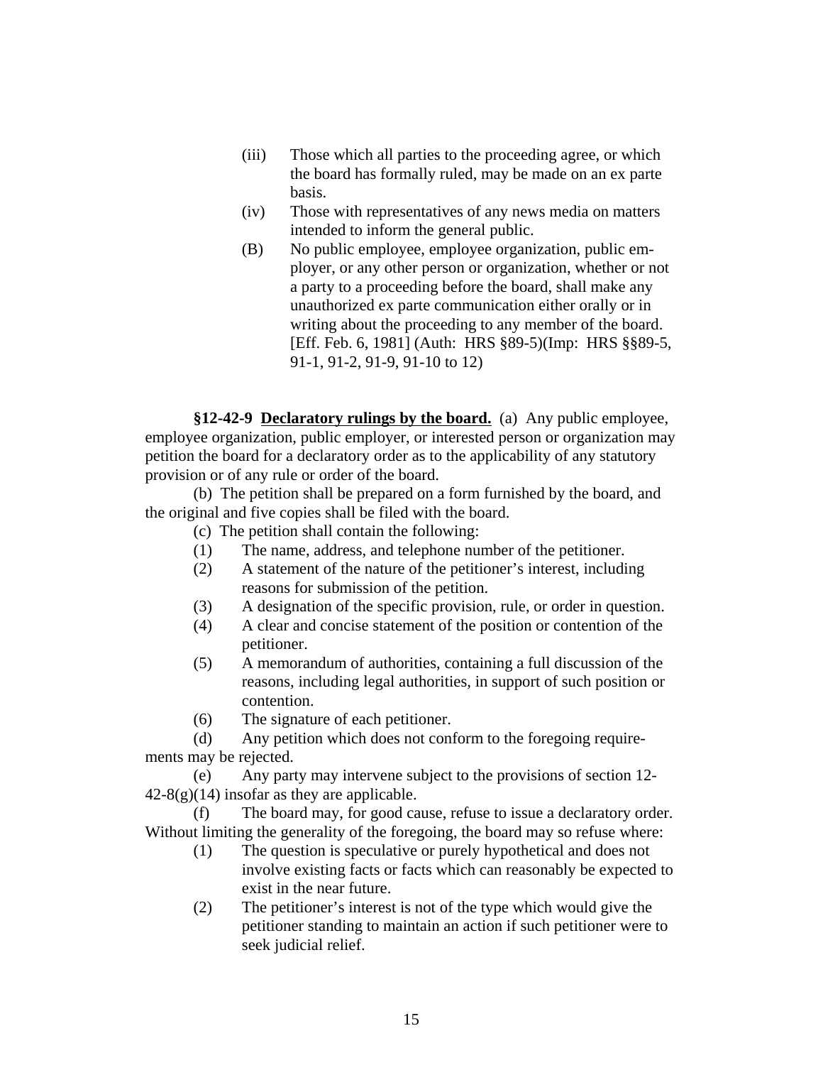(iii) Those which all parties to the proceeding agree, or which the board has formally ruled, may be made on an ex parte basis.

(iv) Those with representatives of any news media on matters intended to inform the general public.

(B) No public employee, employee organization, public employer, or any other person or organization, whether or not a party to a proceeding before the board, shall make any unauthorized ex parte communication either orally or in writing about the proceeding to any member of the board. [Eff. Feb. 6, 1981] (Auth: HRS §89-5)(Imp: HRS §§89-5, 91-1, 91-2, 91-9, 91-10 to 12)

**§12-42-9 Declaratory rulings by the board.** (a) Any public employee, employee organization, public employer, or interested person or organization may petition the board for a declaratory order as to the applicability of any statutory provision or of any rule or order of the board.

(b) The petition shall be prepared on a form furnished by the board, and the original and five copies shall be filed with the board.

(c) The petition shall contain the following:

(1) The name, address, and telephone number of the petitioner.

(2) A statement of the nature of the petitioner's interest, including reasons for submission of the petition.

(3) A designation of the specific provision, rule, or order in question.

(4) A clear and concise statement of the position or contention of the petitioner.

(5) A memorandum of authorities, containing a full discussion of the reasons, including legal authorities, in support of such position or contention.

(6) The signature of each petitioner.

(d) Any petition which does not conform to the foregoing requirements may be rejected.

(e) Any party may intervene subject to the provisions of section 12-42-8(g)(14) insofar as they are applicable.

(f) The board may, for good cause, refuse to issue a declaratory order. Without limiting the generality of the foregoing, the board may so refuse where:

(1) The question is speculative or purely hypothetical and does not involve existing facts or facts which can reasonably be expected to exist in the near future.

(2) The petitioner's interest is not of the type which would give the petitioner standing to maintain an action if such petitioner were to seek judicial relief.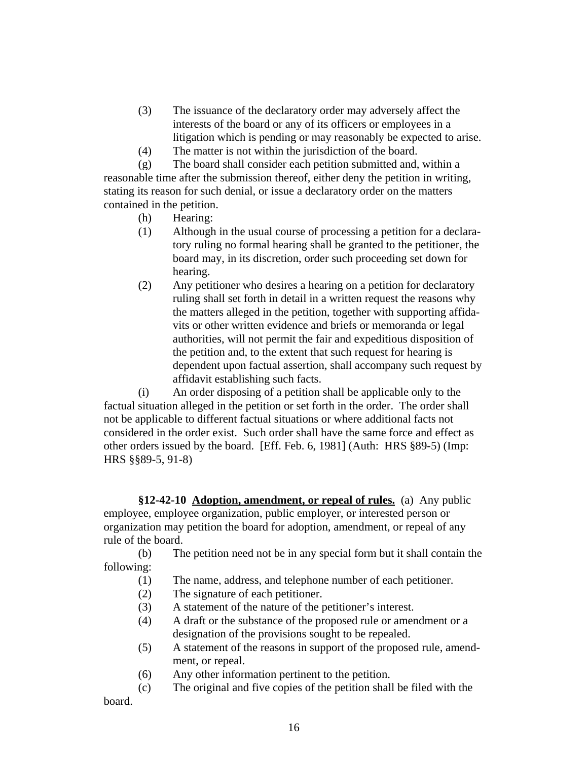(3) The issuance of the declaratory order may adversely affect the interests of the board or any of its officers or employees in a litigation which is pending or may reasonably be expected to arise.

(4) The matter is not within the jurisdiction of the board.

(g) The board shall consider each petition submitted and, within a reasonable time after the submission thereof, either deny the petition in writing, stating its reason for such denial, or issue a declaratory order on the matters contained in the petition.

(h) Hearing:

(1) Although in the usual course of processing a petition for a declaratory ruling no formal hearing shall be granted to the petitioner, the board may, in its discretion, order such proceeding set down for hearing.

(2) Any petitioner who desires a hearing on a petition for declaratory ruling shall set forth in detail in a written request the reasons why the matters alleged in the petition, together with supporting affidavits or other written evidence and briefs or memoranda or legal authorities, will not permit the fair and expeditious disposition of the petition and, to the extent that such request for hearing is dependent upon factual assertion, shall accompany such request by affidavit establishing such facts.

(i) An order disposing of a petition shall be applicable only to the factual situation alleged in the petition or set forth in the order. The order shall not be applicable to different factual situations or where additional facts not considered in the order exist. Such order shall have the same force and effect as other orders issued by the board. [Eff. Feb. 6, 1981] (Auth: HRS §89-5) (Imp: HRS §§89-5, 91-8)

**§12-42-10 <u>Adoption, amendment, or repeal of rules.</u>** (a) Any public employee, employee organization, public employer, or interested person or organization may petition the board for adoption, amendment, or repeal of any rule of the board.

(b) The petition need not be in any special form but it shall contain the following:

(1) The name, address, and telephone number of each petitioner.

(2) The signature of each petitioner.

(3) A statement of the nature of the petitioner's interest.

(4) A draft or the substance of the proposed rule or amendment or a designation of the provisions sought to be repealed.

(5) A statement of the reasons in support of the proposed rule, amendment, or repeal.

(6) Any other information pertinent to the petition.

(c) The original and five copies of the petition shall be filed with the board.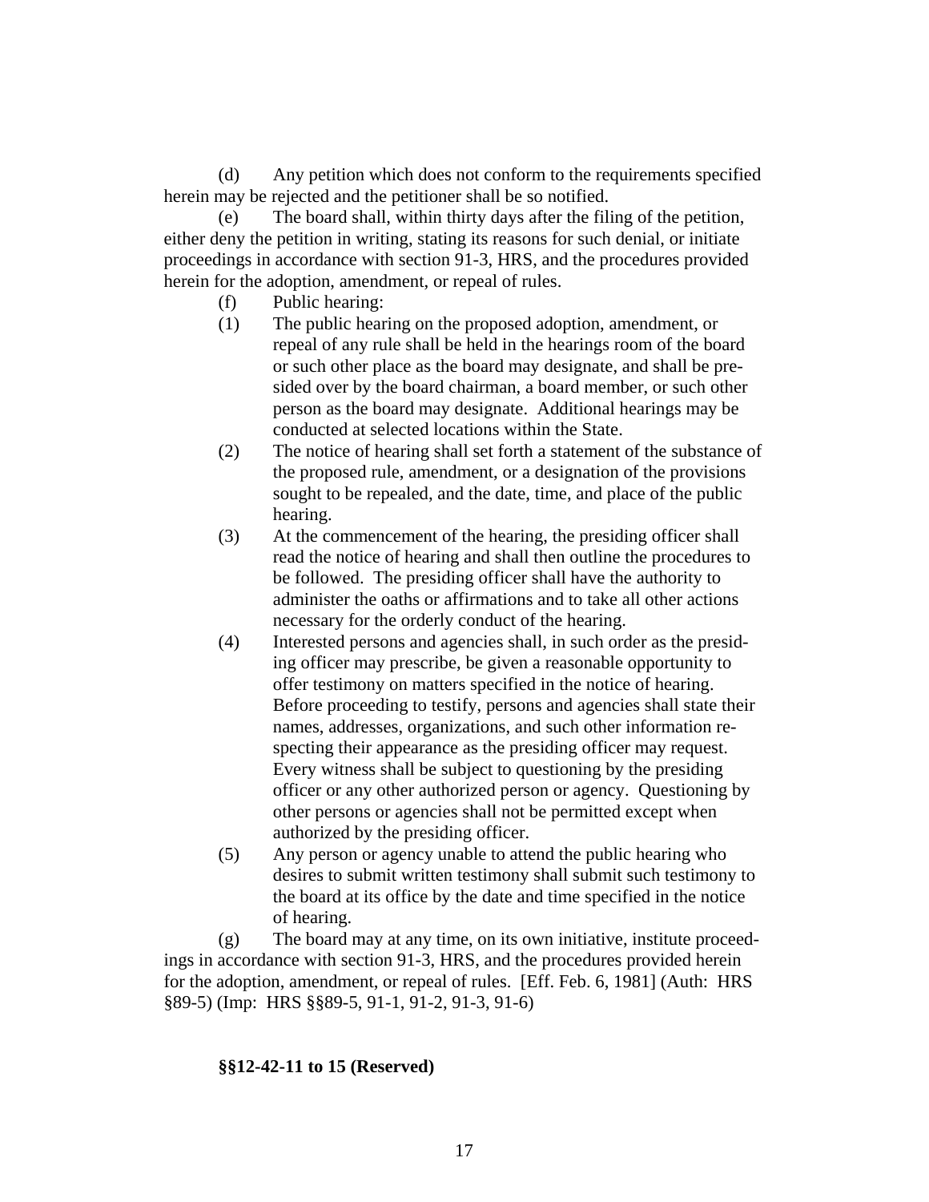(d) Any petition which does not conform to the requirements specified herein may be rejected and the petitioner shall be so notified.

(e) The board shall, within thirty days after the filing of the petition, either deny the petition in writing, stating its reasons for such denial, or initiate proceedings in accordance with section 91-3, HRS, and the procedures provided herein for the adoption, amendment, or repeal of rules.

(f) Public hearing:

(1) The public hearing on the proposed adoption, amendment, or repeal of any rule shall be held in the hearings room of the board or such other place as the board may designate, and shall be presided over by the board chairman, a board member, or such other person as the board may designate. Additional hearings may be conducted at selected locations within the State.

(2) The notice of hearing shall set forth a statement of the substance of the proposed rule, amendment, or a designation of the provisions sought to be repealed, and the date, time, and place of the public hearing.

(3) At the commencement of the hearing, the presiding officer shall read the notice of hearing and shall then outline the procedures to be followed. The presiding officer shall have the authority to administer the oaths or affirmations and to take all other actions necessary for the orderly conduct of the hearing.

(4) Interested persons and agencies shall, in such order as the presiding officer may prescribe, be given a reasonable opportunity to offer testimony on matters specified in the notice of hearing. Before proceeding to testify, persons and agencies shall state their names, addresses, organizations, and such other information respecting their appearance as the presiding officer may request. Every witness shall be subject to questioning by the presiding officer or any other authorized person or agency. Questioning by other persons or agencies shall not be permitted except when authorized by the presiding officer.

(5) Any person or agency unable to attend the public hearing who desires to submit written testimony shall submit such testimony to the board at its office by the date and time specified in the notice of hearing.

(g) The board may at any time, on its own initiative, institute proceedings in accordance with section 91-3, HRS, and the procedures provided herein for the adoption, amendment, or repeal of rules. [Eff. Feb. 6, 1981] (Auth: HRS §89-5) (Imp: HRS §§89-5, 91-1, 91-2, 91-3, 91-6)

**§§12-42-11 to 15 (Reserved)**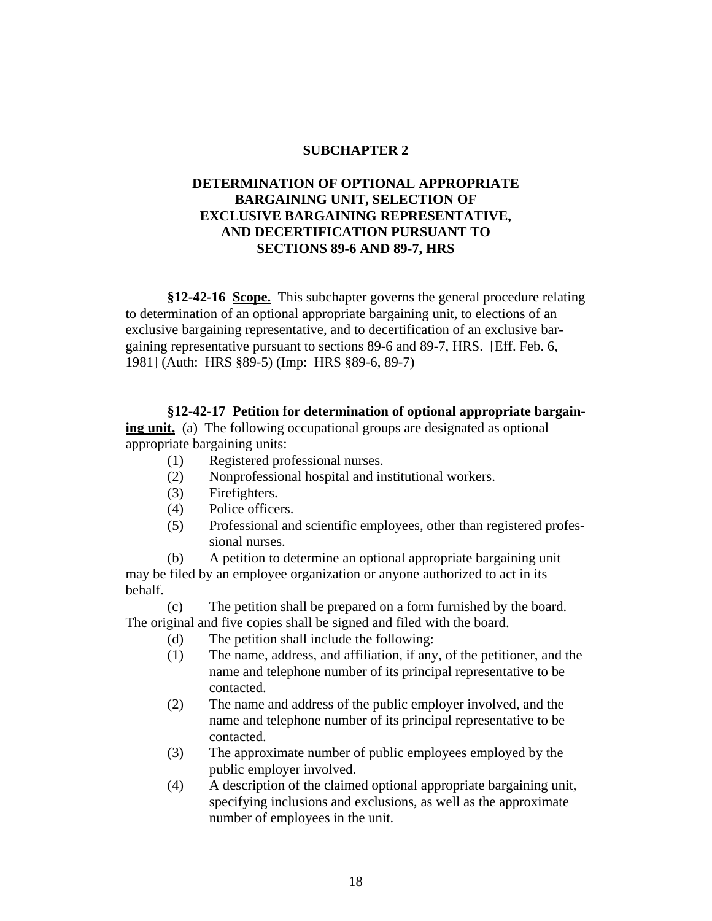## SUBCHAPTER 2

## DETERMINATION OF OPTIONAL APPROPRIATE BARGAINING UNIT, SELECTION OF EXCLUSIVE BARGAINING REPRESENTATIVE, AND DECERTIFICATION PURSUANT TO SECTIONS 89-6 AND 89-7, HRS

**§12-42-16 Scope.** This subchapter governs the general procedure relating to determination of an optional appropriate bargaining unit, to elections of an exclusive bargaining representative, and to decertification of an exclusive bargaining representative pursuant to sections 89-6 and 89-7, HRS. [Eff. Feb. 6, 1981] (Auth: HRS §89-5) (Imp: HRS §89-6, 89-7)

**§12-42-17 Petition for determination of optional appropriate bargaining unit.** (a) The following occupational groups are designated as optional appropriate bargaining units:

(1) Registered professional nurses.
(2) Nonprofessional hospital and institutional workers.
(3) Firefighters.
(4) Police officers.
(5) Professional and scientific employees, other than registered professional nurses.

(b) A petition to determine an optional appropriate bargaining unit may be filed by an employee organization or anyone authorized to act in its behalf.

(c) The petition shall be prepared on a form furnished by the board. The original and five copies shall be signed and filed with the board.

(d) The petition shall include the following:

(1) The name, address, and affiliation, if any, of the petitioner, and the name and telephone number of its principal representative to be contacted.
(2) The name and address of the public employer involved, and the name and telephone number of its principal representative to be contacted.
(3) The approximate number of public employees employed by the public employer involved.
(4) A description of the claimed optional appropriate bargaining unit, specifying inclusions and exclusions, as well as the approximate number of employees in the unit.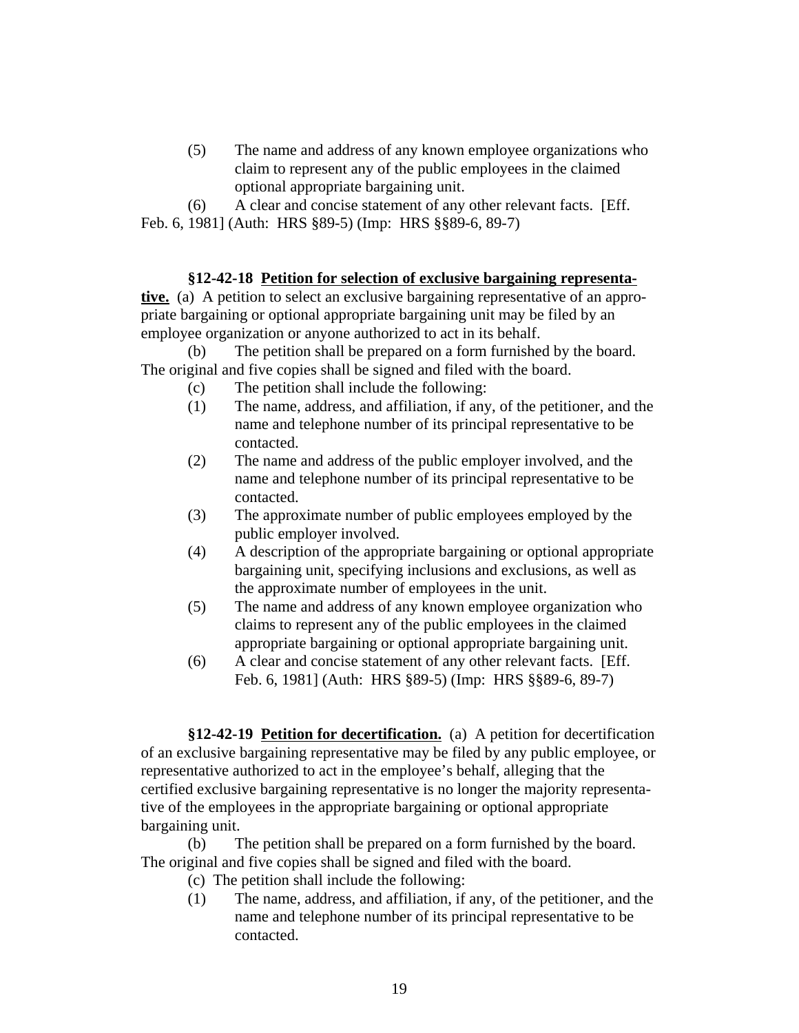(5) The name and address of any known employee organizations who claim to represent any of the public employees in the claimed optional appropriate bargaining unit.

(6) A clear and concise statement of any other relevant facts. [Eff. Feb. 6, 1981] (Auth: HRS §89-5) (Imp: HRS §§89-6, 89-7)

**§12-42-18 Petition for selection of exclusive bargaining representative.** (a) A petition to select an exclusive bargaining representative of an appropriate bargaining or optional appropriate bargaining unit may be filed by an employee organization or anyone authorized to act in its behalf.

(b) The petition shall be prepared on a form furnished by the board. The original and five copies shall be signed and filed with the board.

(c) The petition shall include the following:

(1) The name, address, and affiliation, if any, of the petitioner, and the name and telephone number of its principal representative to be contacted.

(2) The name and address of the public employer involved, and the name and telephone number of its principal representative to be contacted.

(3) The approximate number of public employees employed by the public employer involved.

(4) A description of the appropriate bargaining or optional appropriate bargaining unit, specifying inclusions and exclusions, as well as the approximate number of employees in the unit.

(5) The name and address of any known employee organization who claims to represent any of the public employees in the claimed appropriate bargaining or optional appropriate bargaining unit.

(6) A clear and concise statement of any other relevant facts. [Eff. Feb. 6, 1981] (Auth: HRS §89-5) (Imp: HRS §§89-6, 89-7)

**§12-42-19 Petition for decertification.** (a) A petition for decertification of an exclusive bargaining representative may be filed by any public employee, or representative authorized to act in the employee's behalf, alleging that the certified exclusive bargaining representative is no longer the majority representative of the employees in the appropriate bargaining or optional appropriate bargaining unit.

(b) The petition shall be prepared on a form furnished by the board. The original and five copies shall be signed and filed with the board.

(c) The petition shall include the following:

(1) The name, address, and affiliation, if any, of the petitioner, and the name and telephone number of its principal representative to be contacted.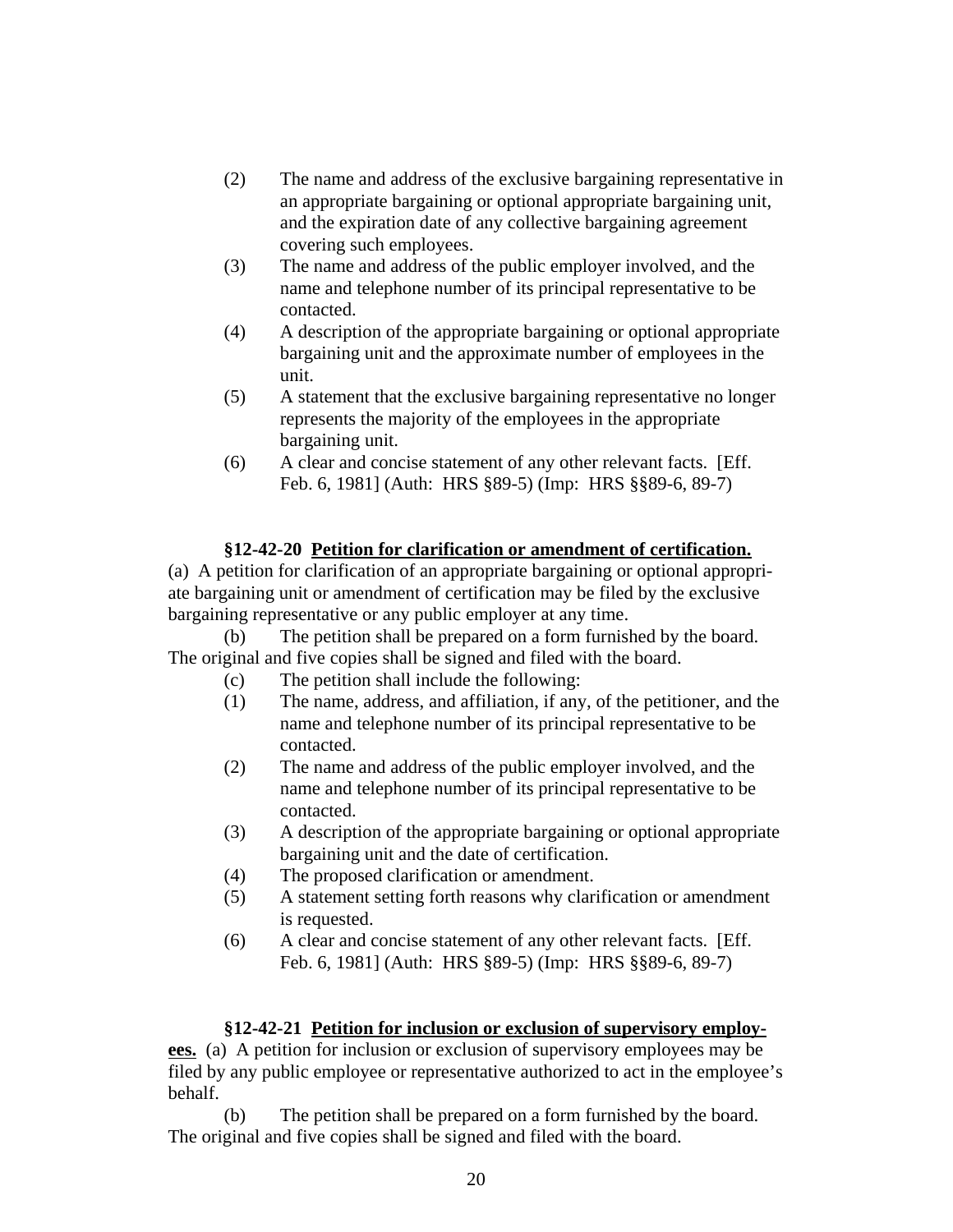(2) The name and address of the exclusive bargaining representative in an appropriate bargaining or optional appropriate bargaining unit, and the expiration date of any collective bargaining agreement covering such employees.

(3) The name and address of the public employer involved, and the name and telephone number of its principal representative to be contacted.

(4) A description of the appropriate bargaining or optional appropriate bargaining unit and the approximate number of employees in the unit.

(5) A statement that the exclusive bargaining representative no longer represents the majority of the employees in the appropriate bargaining unit.

(6) A clear and concise statement of any other relevant facts. [Eff. Feb. 6, 1981] (Auth: HRS §89-5) (Imp: HRS §§89-6, 89-7)

**§12-42-20** **Petition for clarification or amendment of certification.** (a) A petition for clarification of an appropriate bargaining or optional appropriate bargaining unit or amendment of certification may be filed by the exclusive bargaining representative or any public employer at any time.

(b) The petition shall be prepared on a form furnished by the board. The original and five copies shall be signed and filed with the board.

(c) The petition shall include the following:

(1) The name, address, and affiliation, if any, of the petitioner, and the name and telephone number of its principal representative to be contacted.

(2) The name and address of the public employer involved, and the name and telephone number of its principal representative to be contacted.

(3) A description of the appropriate bargaining or optional appropriate bargaining unit and the date of certification.

(4) The proposed clarification or amendment.

(5) A statement setting forth reasons why clarification or amendment is requested.

(6) A clear and concise statement of any other relevant facts. [Eff. Feb. 6, 1981] (Auth: HRS §89-5) (Imp: HRS §§89-6, 89-7)

**§12-42-21** **Petition for inclusion or exclusion of supervisory employees.** (a) A petition for inclusion or exclusion of supervisory employees may be filed by any public employee or representative authorized to act in the employee's behalf.

(b) The petition shall be prepared on a form furnished by the board. The original and five copies shall be signed and filed with the board.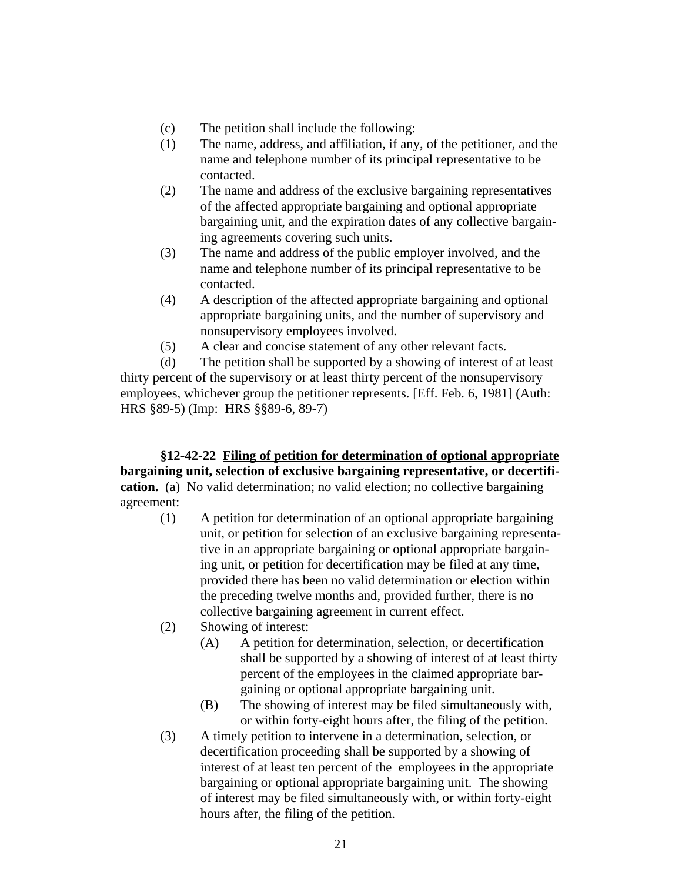(c) The petition shall include the following:

(1) The name, address, and affiliation, if any, of the petitioner, and the name and telephone number of its principal representative to be contacted.

(2) The name and address of the exclusive bargaining representatives of the affected appropriate bargaining and optional appropriate bargaining unit, and the expiration dates of any collective bargaining agreements covering such units.

(3) The name and address of the public employer involved, and the name and telephone number of its principal representative to be contacted.

(4) A description of the affected appropriate bargaining and optional appropriate bargaining units, and the number of supervisory and nonsupervisory employees involved.

(5) A clear and concise statement of any other relevant facts.

(d) The petition shall be supported by a showing of interest of at least thirty percent of the supervisory or at least thirty percent of the nonsupervisory employees, whichever group the petitioner represents. [Eff. Feb. 6, 1981] (Auth: HRS §89-5) (Imp: HRS §§89-6, 89-7)

**§12-42-22 <u>Filing of petition for determination of optional appropriate bargaining unit, selection of exclusive bargaining representative, or decertification.</u>** (a) No valid determination; no valid election; no collective bargaining agreement:

(1) A petition for determination of an optional appropriate bargaining unit, or petition for selection of an exclusive bargaining representative in an appropriate bargaining or optional appropriate bargaining unit, or petition for decertification may be filed at any time, provided there has been no valid determination or election within the preceding twelve months and, provided further, there is no collective bargaining agreement in current effect.

(2) Showing of interest:

(A) A petition for determination, selection, or decertification shall be supported by a showing of interest of at least thirty percent of the employees in the claimed appropriate bargaining or optional appropriate bargaining unit.

(B) The showing of interest may be filed simultaneously with, or within forty-eight hours after, the filing of the petition.

(3) A timely petition to intervene in a determination, selection, or decertification proceeding shall be supported by a showing of interest of at least ten percent of the employees in the appropriate bargaining or optional appropriate bargaining unit. The showing of interest may be filed simultaneously with, or within forty-eight hours after, the filing of the petition.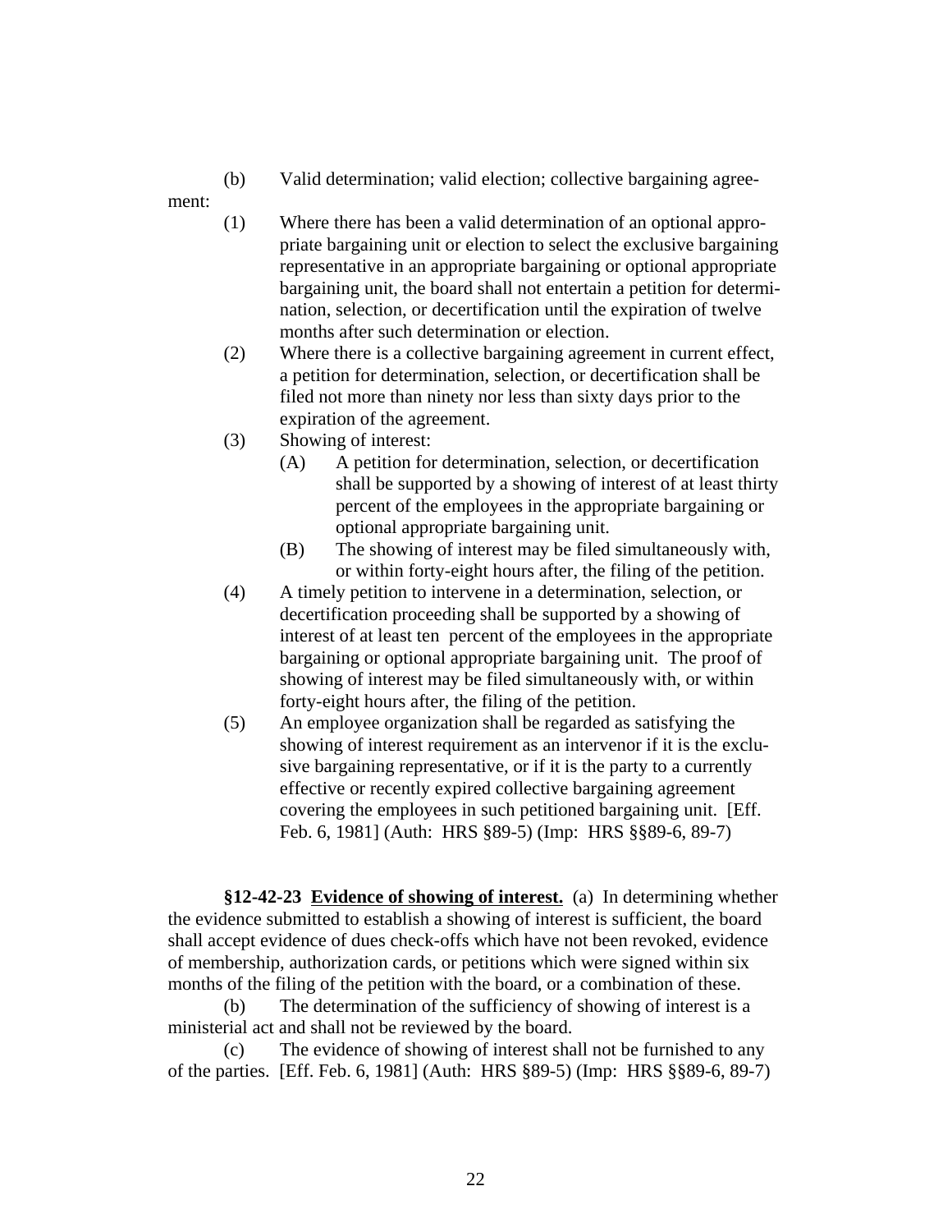(b) Valid determination; valid election; collective bargaining agreement:

(1) Where there has been a valid determination of an optional appropriate bargaining unit or election to select the exclusive bargaining representative in an appropriate bargaining or optional appropriate bargaining unit, the board shall not entertain a petition for determination, selection, or decertification until the expiration of twelve months after such determination or election.

(2) Where there is a collective bargaining agreement in current effect, a petition for determination, selection, or decertification shall be filed not more than ninety nor less than sixty days prior to the expiration of the agreement.

(3) Showing of interest:

(A) A petition for determination, selection, or decertification shall be supported by a showing of interest of at least thirty percent of the employees in the appropriate bargaining or optional appropriate bargaining unit.

(B) The showing of interest may be filed simultaneously with, or within forty-eight hours after, the filing of the petition.

(4) A timely petition to intervene in a determination, selection, or decertification proceeding shall be supported by a showing of interest of at least ten percent of the employees in the appropriate bargaining or optional appropriate bargaining unit. The proof of showing of interest may be filed simultaneously with, or within forty-eight hours after, the filing of the petition.

(5) An employee organization shall be regarded as satisfying the showing of interest requirement as an intervenor if it is the exclusive bargaining representative, or if it is the party to a currently effective or recently expired collective bargaining agreement covering the employees in such petitioned bargaining unit. [Eff. Feb. 6, 1981] (Auth: HRS §89-5) (Imp: HRS §§89-6, 89-7)

**§12-42-23 <u>Evidence of showing of interest.</u>** (a) In determining whether the evidence submitted to establish a showing of interest is sufficient, the board shall accept evidence of dues check-offs which have not been revoked, evidence of membership, authorization cards, or petitions which were signed within six months of the filing of the petition with the board, or a combination of these.

(b) The determination of the sufficiency of showing of interest is a ministerial act and shall not be reviewed by the board.

(c) The evidence of showing of interest shall not be furnished to any of the parties. [Eff. Feb. 6, 1981] (Auth: HRS §89-5) (Imp: HRS §§89-6, 89-7)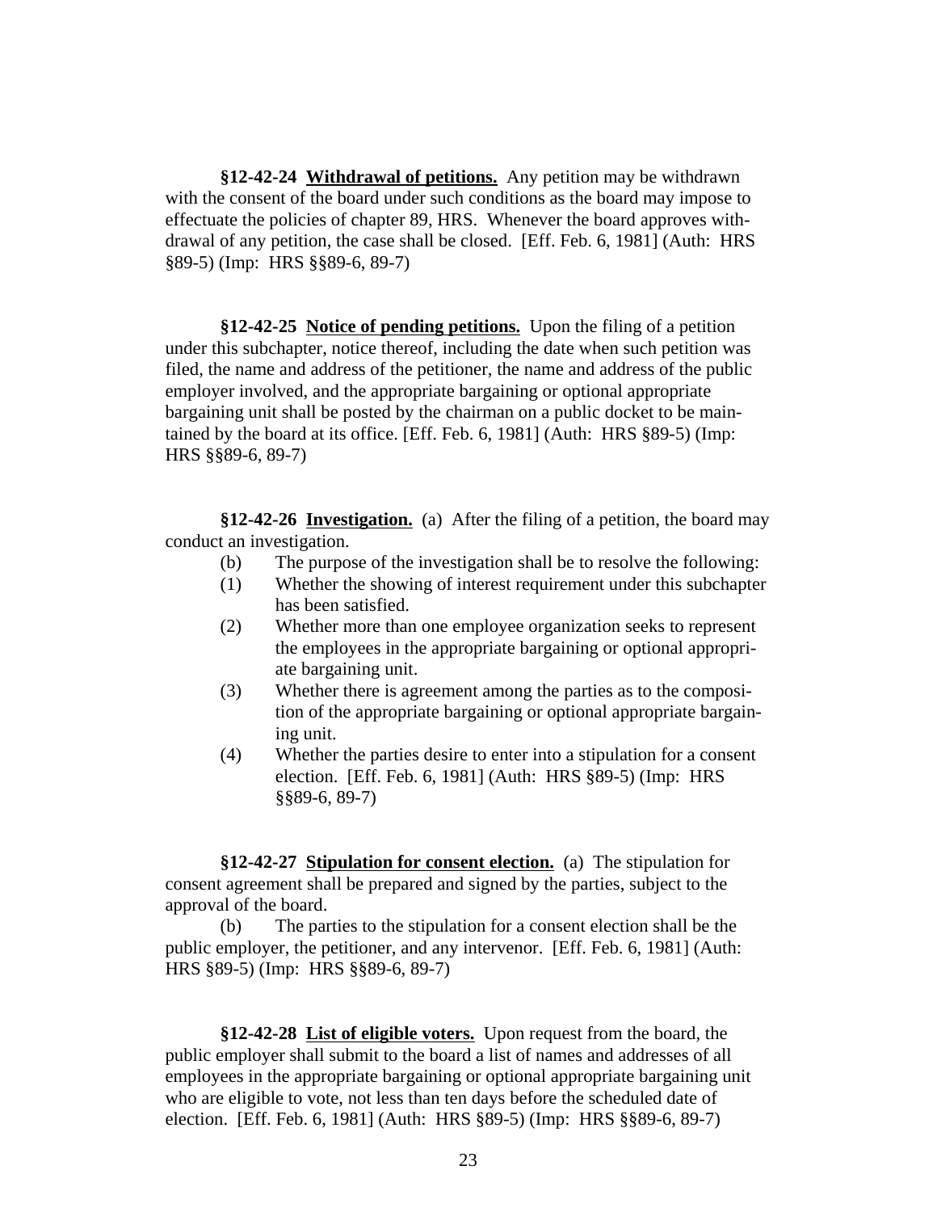**§12-42-24 Withdrawal of petitions.** Any petition may be withdrawn with the consent of the board under such conditions as the board may impose to effectuate the policies of chapter 89, HRS. Whenever the board approves withdrawal of any petition, the case shall be closed. [Eff. Feb. 6, 1981] (Auth: HRS §89-5) (Imp: HRS §§89-6, 89-7)

**§12-42-25 Notice of pending petitions.** Upon the filing of a petition under this subchapter, notice thereof, including the date when such petition was filed, the name and address of the petitioner, the name and address of the public employer involved, and the appropriate bargaining or optional appropriate bargaining unit shall be posted by the chairman on a public docket to be maintained by the board at its office. [Eff. Feb. 6, 1981] (Auth: HRS §89-5) (Imp: HRS §§89-6, 89-7)

**§12-42-26 Investigation.** (a) After the filing of a petition, the board may conduct an investigation.

(b) The purpose of the investigation shall be to resolve the following:

(1) Whether the showing of interest requirement under this subchapter has been satisfied.

(2) Whether more than one employee organization seeks to represent the employees in the appropriate bargaining or optional appropriate bargaining unit.

(3) Whether there is agreement among the parties as to the composition of the appropriate bargaining or optional appropriate bargaining unit.

(4) Whether the parties desire to enter into a stipulation for a consent election. [Eff. Feb. 6, 1981] (Auth: HRS §89-5) (Imp: HRS §§89-6, 89-7)

**§12-42-27 Stipulation for consent election.** (a) The stipulation for consent agreement shall be prepared and signed by the parties, subject to the approval of the board.

(b) The parties to the stipulation for a consent election shall be the public employer, the petitioner, and any intervenor. [Eff. Feb. 6, 1981] (Auth: HRS §89-5) (Imp: HRS §§89-6, 89-7)

**§12-42-28 List of eligible voters.** Upon request from the board, the public employer shall submit to the board a list of names and addresses of all employees in the appropriate bargaining or optional appropriate bargaining unit who are eligible to vote, not less than ten days before the scheduled date of election. [Eff. Feb. 6, 1981] (Auth: HRS §89-5) (Imp: HRS §§89-6, 89-7)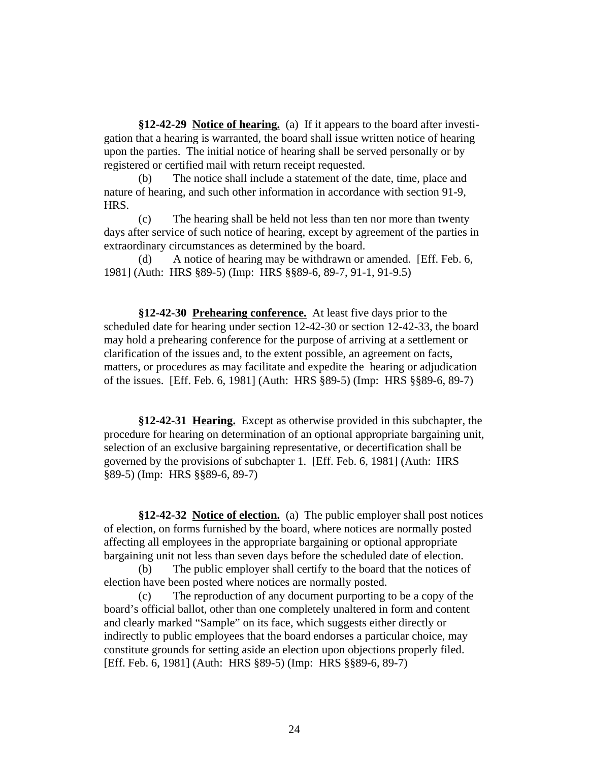**§12-42-29 <u>Notice of hearing.</u>** (a) If it appears to the board after investigation that a hearing is warranted, the board shall issue written notice of hearing upon the parties. The initial notice of hearing shall be served personally or by registered or certified mail with return receipt requested.

(b) The notice shall include a statement of the date, time, place and nature of hearing, and such other information in accordance with section 91-9, HRS.

(c) The hearing shall be held not less than ten nor more than twenty days after service of such notice of hearing, except by agreement of the parties in extraordinary circumstances as determined by the board.

(d) A notice of hearing may be withdrawn or amended. [Eff. Feb. 6, 1981] (Auth: HRS §89-5) (Imp: HRS §§89-6, 89-7, 91-1, 91-9.5)

**§12-42-30 <u>Prehearing conference.</u>** At least five days prior to the scheduled date for hearing under section 12-42-30 or section 12-42-33, the board may hold a prehearing conference for the purpose of arriving at a settlement or clarification of the issues and, to the extent possible, an agreement on facts, matters, or procedures as may facilitate and expedite the hearing or adjudication of the issues. [Eff. Feb. 6, 1981] (Auth: HRS §89-5) (Imp: HRS §§89-6, 89-7)

**§12-42-31 <u>Hearing.</u>** Except as otherwise provided in this subchapter, the procedure for hearing on determination of an optional appropriate bargaining unit, selection of an exclusive bargaining representative, or decertification shall be governed by the provisions of subchapter 1. [Eff. Feb. 6, 1981] (Auth: HRS §89-5) (Imp: HRS §§89-6, 89-7)

**§12-42-32 <u>Notice of election.</u>** (a) The public employer shall post notices of election, on forms furnished by the board, where notices are normally posted affecting all employees in the appropriate bargaining or optional appropriate bargaining unit not less than seven days before the scheduled date of election.

(b) The public employer shall certify to the board that the notices of election have been posted where notices are normally posted.

(c) The reproduction of any document purporting to be a copy of the board's official ballot, other than one completely unaltered in form and content and clearly marked "Sample" on its face, which suggests either directly or indirectly to public employees that the board endorses a particular choice, may constitute grounds for setting aside an election upon objections properly filed. [Eff. Feb. 6, 1981] (Auth: HRS §89-5) (Imp: HRS §§89-6, 89-7)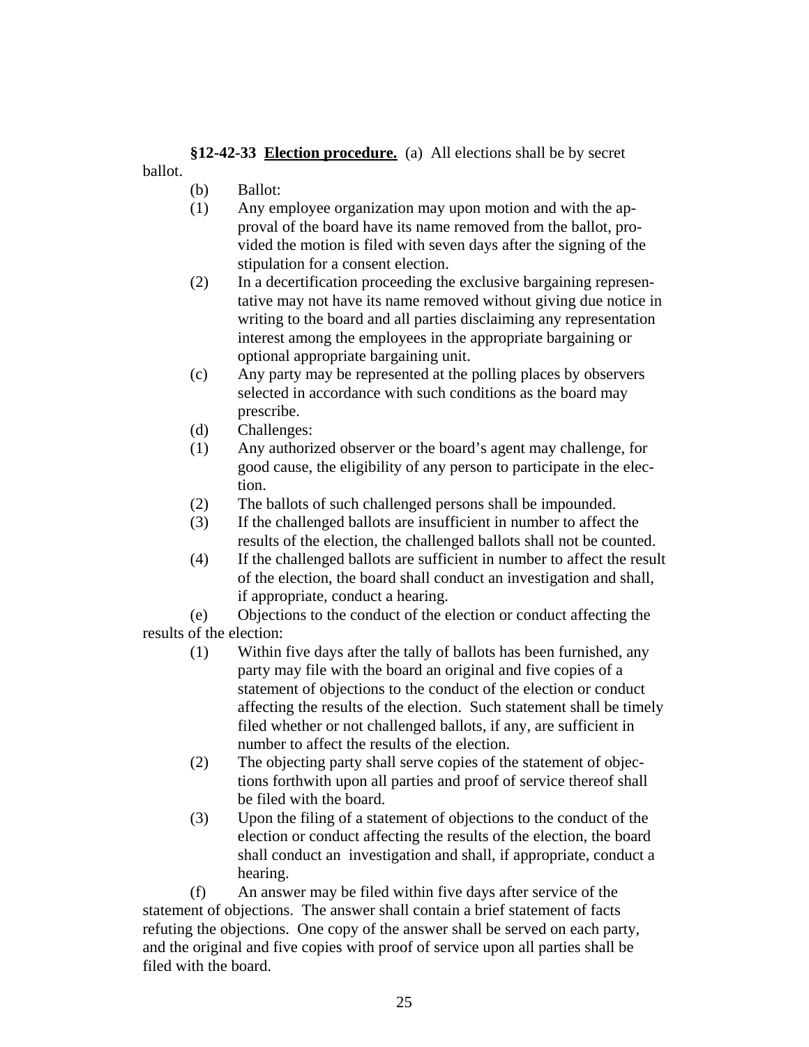**§12-42-33 Election procedure.** (a) All elections shall be by secret ballot.

(b) Ballot:

(1) Any employee organization may upon motion and with the approval of the board have its name removed from the ballot, provided the motion is filed with seven days after the signing of the stipulation for a consent election.

(2) In a decertification proceeding the exclusive bargaining representative may not have its name removed without giving due notice in writing to the board and all parties disclaiming any representation interest among the employees in the appropriate bargaining or optional appropriate bargaining unit.

(c) Any party may be represented at the polling places by observers selected in accordance with such conditions as the board may prescribe.

(d) Challenges:

(1) Any authorized observer or the board's agent may challenge, for good cause, the eligibility of any person to participate in the election.

(2) The ballots of such challenged persons shall be impounded.

(3) If the challenged ballots are insufficient in number to affect the results of the election, the challenged ballots shall not be counted.

(4) If the challenged ballots are sufficient in number to affect the result of the election, the board shall conduct an investigation and shall, if appropriate, conduct a hearing.

(e) Objections to the conduct of the election or conduct affecting the results of the election:

(1) Within five days after the tally of ballots has been furnished, any party may file with the board an original and five copies of a statement of objections to the conduct of the election or conduct affecting the results of the election. Such statement shall be timely filed whether or not challenged ballots, if any, are sufficient in number to affect the results of the election.

(2) The objecting party shall serve copies of the statement of objections forthwith upon all parties and proof of service thereof shall be filed with the board.

(3) Upon the filing of a statement of objections to the conduct of the election or conduct affecting the results of the election, the board shall conduct an investigation and shall, if appropriate, conduct a hearing.

(f) An answer may be filed within five days after service of the statement of objections. The answer shall contain a brief statement of facts refuting the objections. One copy of the answer shall be served on each party, and the original and five copies with proof of service upon all parties shall be filed with the board.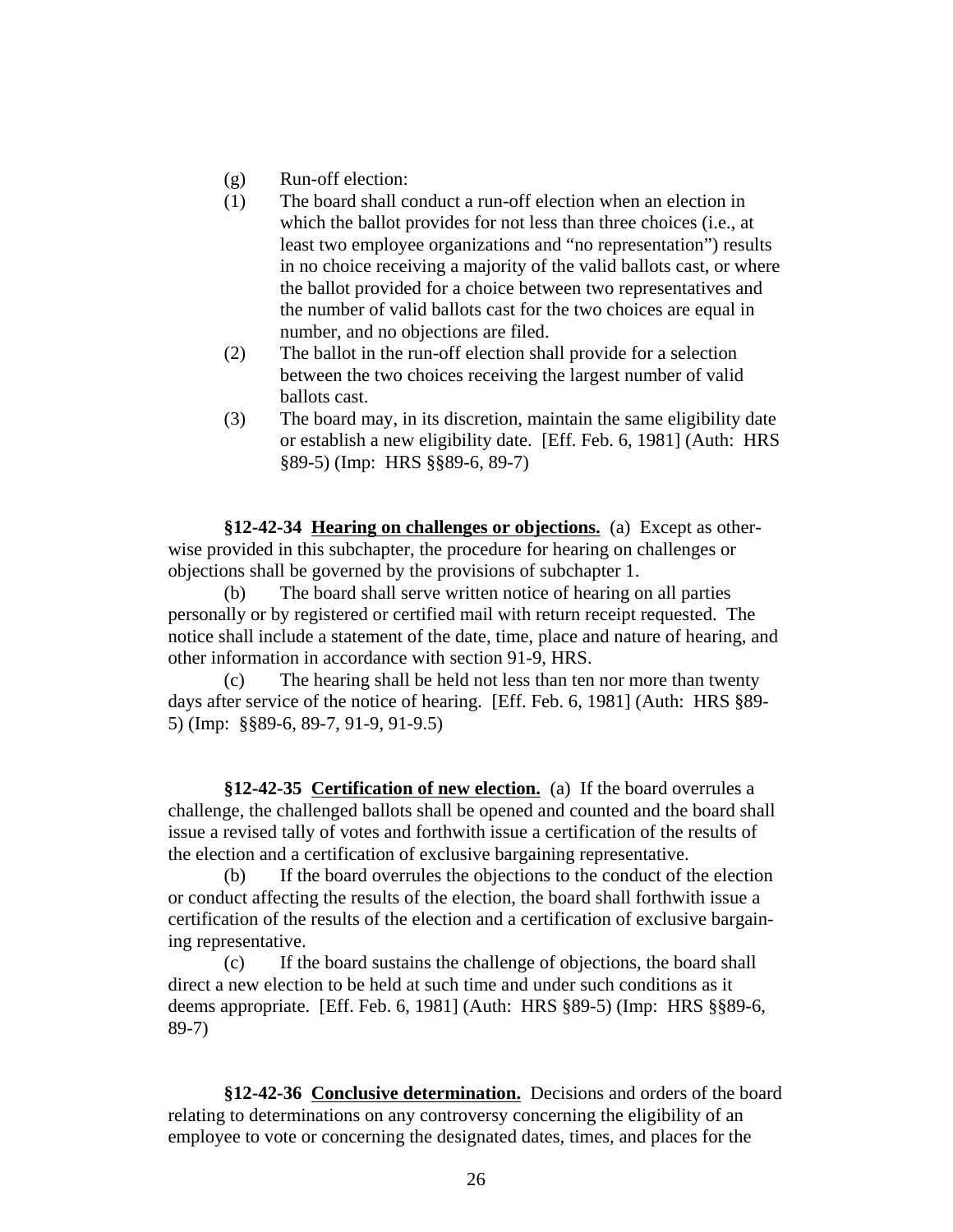(g) Run-off election:

(1) The board shall conduct a run-off election when an election in which the ballot provides for not less than three choices (i.e., at least two employee organizations and "no representation") results in no choice receiving a majority of the valid ballots cast, or where the ballot provided for a choice between two representatives and the number of valid ballots cast for the two choices are equal in number, and no objections are filed.

(2) The ballot in the run-off election shall provide for a selection between the two choices receiving the largest number of valid ballots cast.

(3) The board may, in its discretion, maintain the same eligibility date or establish a new eligibility date. [Eff. Feb. 6, 1981] (Auth: HRS §89-5) (Imp: HRS §§89-6, 89-7)

**§12-42-34 <u>Hearing on challenges or objections.</u>** (a) Except as otherwise provided in this subchapter, the procedure for hearing on challenges or objections shall be governed by the provisions of subchapter 1.

(b) The board shall serve written notice of hearing on all parties personally or by registered or certified mail with return receipt requested. The notice shall include a statement of the date, time, place and nature of hearing, and other information in accordance with section 91-9, HRS.

(c) The hearing shall be held not less than ten nor more than twenty days after service of the notice of hearing. [Eff. Feb. 6, 1981] (Auth: HRS §89-5) (Imp: §§89-6, 89-7, 91-9, 91-9.5)

**§12-42-35 <u>Certification of new election.</u>** (a) If the board overrules a challenge, the challenged ballots shall be opened and counted and the board shall issue a revised tally of votes and forthwith issue a certification of the results of the election and a certification of exclusive bargaining representative.

(b) If the board overrules the objections to the conduct of the election or conduct affecting the results of the election, the board shall forthwith issue a certification of the results of the election and a certification of exclusive bargaining representative.

(c) If the board sustains the challenge of objections, the board shall direct a new election to be held at such time and under such conditions as it deems appropriate. [Eff. Feb. 6, 1981] (Auth: HRS §89-5) (Imp: HRS §§89-6, 89-7)

**§12-42-36 <u>Conclusive determination.</u>** Decisions and orders of the board relating to determinations on any controversy concerning the eligibility of an employee to vote or concerning the designated dates, times, and places for the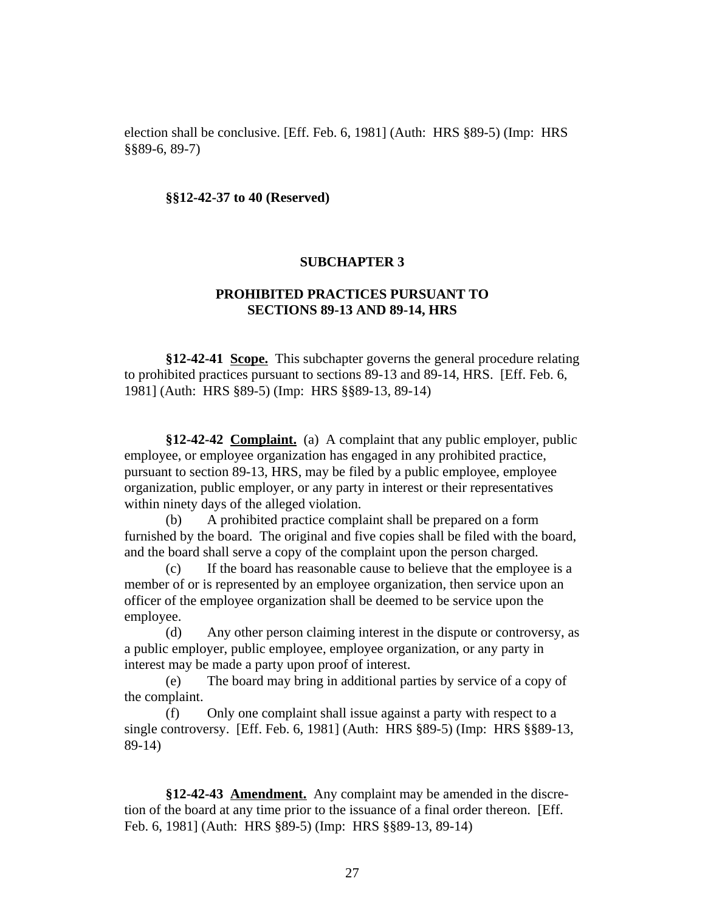election shall be conclusive. [Eff. Feb. 6, 1981] (Auth: HRS §89-5) (Imp: HRS §§89-6, 89-7)

**§§12-42-37 to 40 (Reserved)**

## SUBCHAPTER 3

## PROHIBITED PRACTICES PURSUANT TO SECTIONS 89-13 AND 89-14, HRS

**§12-42-41 <u>Scope.</u>** This subchapter governs the general procedure relating to prohibited practices pursuant to sections 89-13 and 89-14, HRS. [Eff. Feb. 6, 1981] (Auth: HRS §89-5) (Imp: HRS §§89-13, 89-14)

**§12-42-42 <u>Complaint.</u>** (a) A complaint that any public employer, public employee, or employee organization has engaged in any prohibited practice, pursuant to section 89-13, HRS, may be filed by a public employee, employee organization, public employer, or any party in interest or their representatives within ninety days of the alleged violation.

(b) A prohibited practice complaint shall be prepared on a form furnished by the board. The original and five copies shall be filed with the board, and the board shall serve a copy of the complaint upon the person charged.

(c) If the board has reasonable cause to believe that the employee is a member of or is represented by an employee organization, then service upon an officer of the employee organization shall be deemed to be service upon the employee.

(d) Any other person claiming interest in the dispute or controversy, as a public employer, public employee, employee organization, or any party in interest may be made a party upon proof of interest.

(e) The board may bring in additional parties by service of a copy of the complaint.

(f) Only one complaint shall issue against a party with respect to a single controversy. [Eff. Feb. 6, 1981] (Auth: HRS §89-5) (Imp: HRS §§89-13, 89-14)

**§12-42-43 <u>Amendment.</u>** Any complaint may be amended in the discretion of the board at any time prior to the issuance of a final order thereon. [Eff. Feb. 6, 1981] (Auth: HRS §89-5) (Imp: HRS §§89-13, 89-14)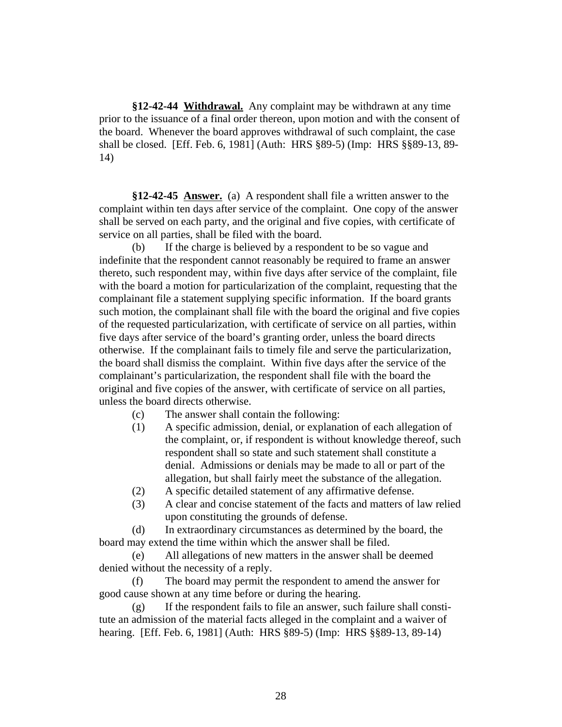**§12-42-44 Withdrawal.** Any complaint may be withdrawn at any time prior to the issuance of a final order thereon, upon motion and with the consent of the board. Whenever the board approves withdrawal of such complaint, the case shall be closed. [Eff. Feb. 6, 1981] (Auth: HRS §89-5) (Imp: HRS §§89-13, 89-14)

**§12-42-45 Answer.** (a) A respondent shall file a written answer to the complaint within ten days after service of the complaint. One copy of the answer shall be served on each party, and the original and five copies, with certificate of service on all parties, shall be filed with the board.

(b) If the charge is believed by a respondent to be so vague and indefinite that the respondent cannot reasonably be required to frame an answer thereto, such respondent may, within five days after service of the complaint, file with the board a motion for particularization of the complaint, requesting that the complainant file a statement supplying specific information. If the board grants such motion, the complainant shall file with the board the original and five copies of the requested particularization, with certificate of service on all parties, within five days after service of the board's granting order, unless the board directs otherwise. If the complainant fails to timely file and serve the particularization, the board shall dismiss the complaint. Within five days after the service of the complainant's particularization, the respondent shall file with the board the original and five copies of the answer, with certificate of service on all parties, unless the board directs otherwise.

(c) The answer shall contain the following:

(1) A specific admission, denial, or explanation of each allegation of the complaint, or, if respondent is without knowledge thereof, such respondent shall so state and such statement shall constitute a denial. Admissions or denials may be made to all or part of the allegation, but shall fairly meet the substance of the allegation.

(2) A specific detailed statement of any affirmative defense.

(3) A clear and concise statement of the facts and matters of law relied upon constituting the grounds of defense.

(d) In extraordinary circumstances as determined by the board, the board may extend the time within which the answer shall be filed.

(e) All allegations of new matters in the answer shall be deemed denied without the necessity of a reply.

(f) The board may permit the respondent to amend the answer for good cause shown at any time before or during the hearing.

(g) If the respondent fails to file an answer, such failure shall constitute an admission of the material facts alleged in the complaint and a waiver of hearing. [Eff. Feb. 6, 1981] (Auth: HRS §89-5) (Imp: HRS §§89-13, 89-14)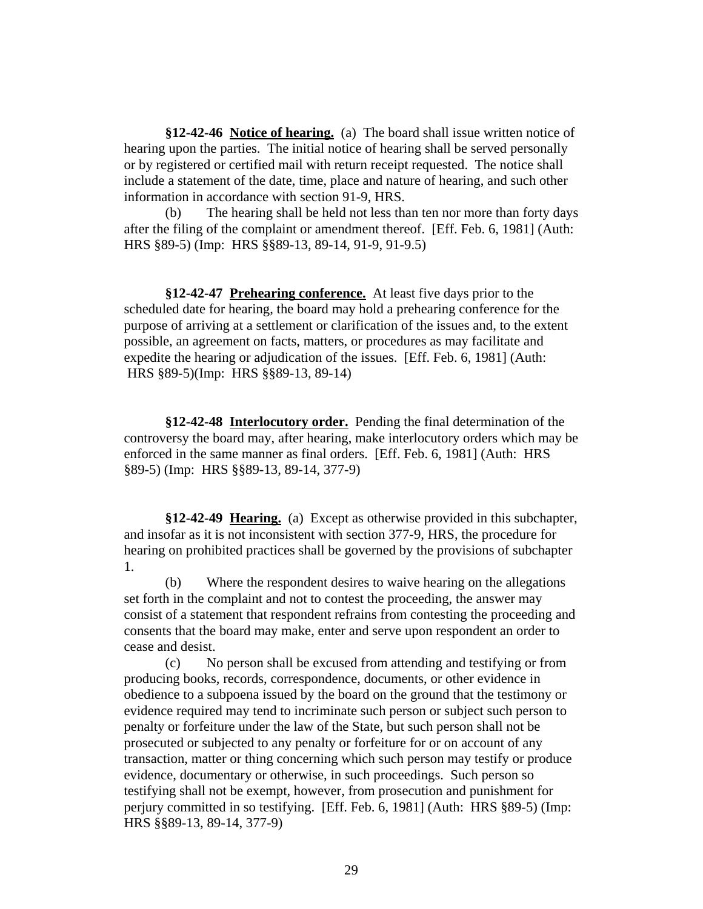**§12-42-46 <u>Notice of hearing.</u>** (a) The board shall issue written notice of hearing upon the parties. The initial notice of hearing shall be served personally or by registered or certified mail with return receipt requested. The notice shall include a statement of the date, time, place and nature of hearing, and such other information in accordance with section 91-9, HRS.

(b) The hearing shall be held not less than ten nor more than forty days after the filing of the complaint or amendment thereof. [Eff. Feb. 6, 1981] (Auth: HRS §89-5) (Imp: HRS §§89-13, 89-14, 91-9, 91-9.5)

**§12-42-47 <u>Prehearing conference.</u>** At least five days prior to the scheduled date for hearing, the board may hold a prehearing conference for the purpose of arriving at a settlement or clarification of the issues and, to the extent possible, an agreement on facts, matters, or procedures as may facilitate and expedite the hearing or adjudication of the issues. [Eff. Feb. 6, 1981] (Auth: HRS §89-5)(Imp: HRS §§89-13, 89-14)

**§12-42-48 <u>Interlocutory order.</u>** Pending the final determination of the controversy the board may, after hearing, make interlocutory orders which may be enforced in the same manner as final orders. [Eff. Feb. 6, 1981] (Auth: HRS §89-5) (Imp: HRS §§89-13, 89-14, 377-9)

**§12-42-49 <u>Hearing.</u>** (a) Except as otherwise provided in this subchapter, and insofar as it is not inconsistent with section 377-9, HRS, the procedure for hearing on prohibited practices shall be governed by the provisions of subchapter 1.

(b) Where the respondent desires to waive hearing on the allegations set forth in the complaint and not to contest the proceeding, the answer may consist of a statement that respondent refrains from contesting the proceeding and consents that the board may make, enter and serve upon respondent an order to cease and desist.

(c) No person shall be excused from attending and testifying or from producing books, records, correspondence, documents, or other evidence in obedience to a subpoena issued by the board on the ground that the testimony or evidence required may tend to incriminate such person or subject such person to penalty or forfeiture under the law of the State, but such person shall not be prosecuted or subjected to any penalty or forfeiture for or on account of any transaction, matter or thing concerning which such person may testify or produce evidence, documentary or otherwise, in such proceedings. Such person so testifying shall not be exempt, however, from prosecution and punishment for perjury committed in so testifying. [Eff. Feb. 6, 1981] (Auth: HRS §89-5) (Imp: HRS §§89-13, 89-14, 377-9)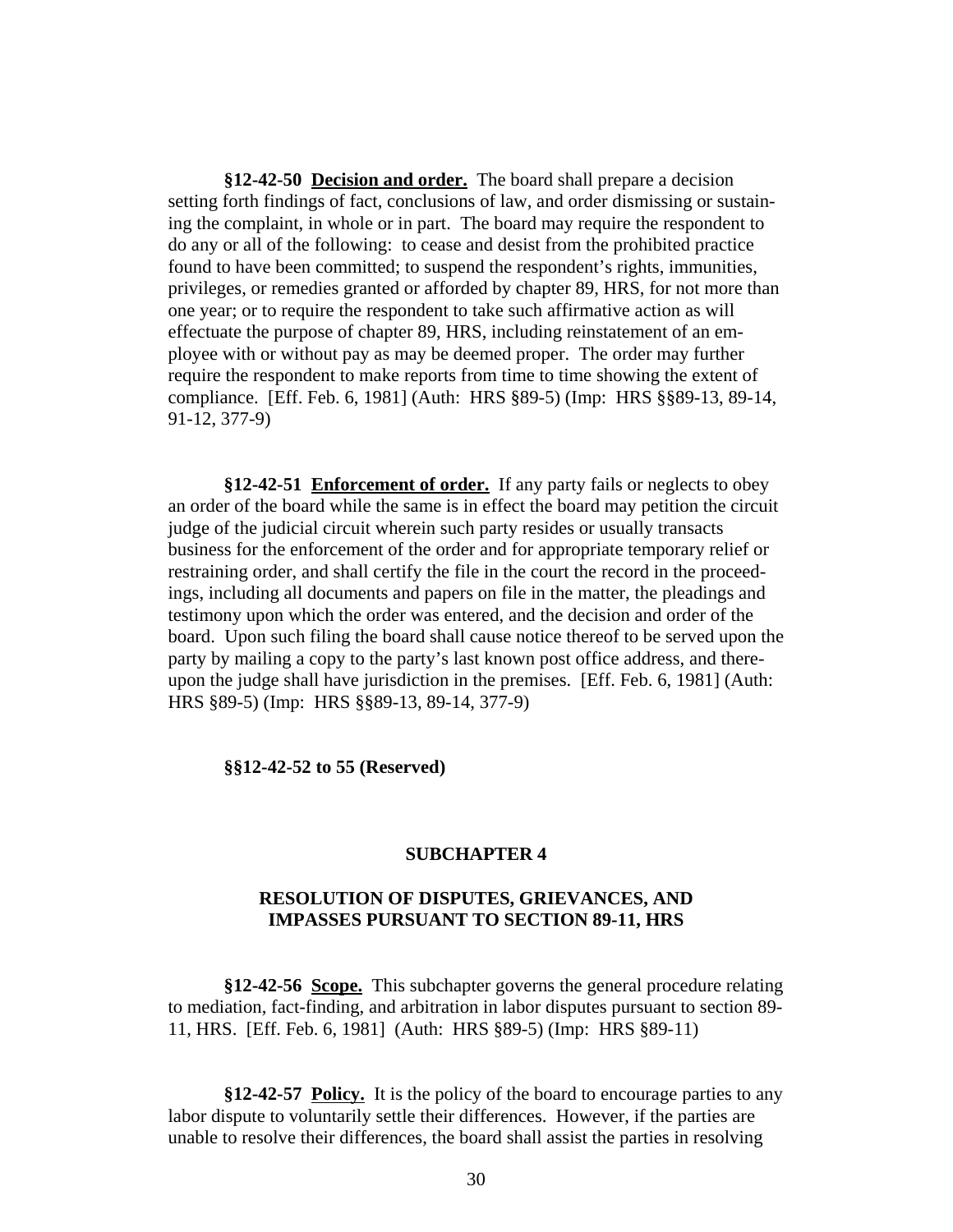**§12-42-50 <u>Decision and order.</u>** The board shall prepare a decision setting forth findings of fact, conclusions of law, and order dismissing or sustaining the complaint, in whole or in part. The board may require the respondent to do any or all of the following: to cease and desist from the prohibited practice found to have been committed; to suspend the respondent's rights, immunities, privileges, or remedies granted or afforded by chapter 89, HRS, for not more than one year; or to require the respondent to take such affirmative action as will effectuate the purpose of chapter 89, HRS, including reinstatement of an employee with or without pay as may be deemed proper. The order may further require the respondent to make reports from time to time showing the extent of compliance. [Eff. Feb. 6, 1981] (Auth: HRS §89-5) (Imp: HRS §§89-13, 89-14, 91-12, 377-9)

**§12-42-51 <u>Enforcement of order.</u>** If any party fails or neglects to obey an order of the board while the same is in effect the board may petition the circuit judge of the judicial circuit wherein such party resides or usually transacts business for the enforcement of the order and for appropriate temporary relief or restraining order, and shall certify the file in the court the record in the proceedings, including all documents and papers on file in the matter, the pleadings and testimony upon which the order was entered, and the decision and order of the board. Upon such filing the board shall cause notice thereof to be served upon the party by mailing a copy to the party's last known post office address, and thereupon the judge shall have jurisdiction in the premises. [Eff. Feb. 6, 1981] (Auth: HRS §89-5) (Imp: HRS §§89-13, 89-14, 377-9)

**§§12-42-52 to 55 (Reserved)**

## SUBCHAPTER 4

## RESOLUTION OF DISPUTES, GRIEVANCES, AND IMPASSES PURSUANT TO SECTION 89-11, HRS

**§12-42-56 <u>Scope.</u>** This subchapter governs the general procedure relating to mediation, fact-finding, and arbitration in labor disputes pursuant to section 89-11, HRS. [Eff. Feb. 6, 1981] (Auth: HRS §89-5) (Imp: HRS §89-11)

**§12-42-57 <u>Policy.</u>** It is the policy of the board to encourage parties to any labor dispute to voluntarily settle their differences. However, if the parties are unable to resolve their differences, the board shall assist the parties in resolving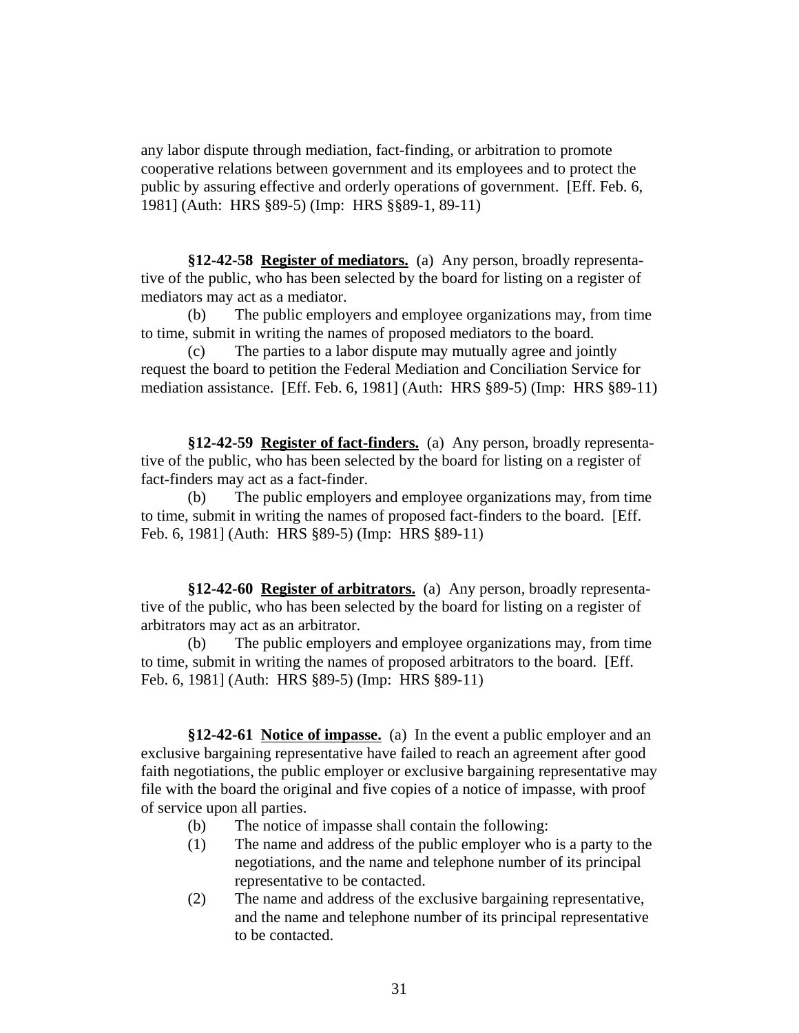any labor dispute through mediation, fact-finding, or arbitration to promote cooperative relations between government and its employees and to protect the public by assuring effective and orderly operations of government. [Eff. Feb. 6, 1981] (Auth: HRS §89-5) (Imp: HRS §§89-1, 89-11)

**§12-42-58 Register of mediators.** (a) Any person, broadly representative of the public, who has been selected by the board for listing on a register of mediators may act as a mediator.

(b) The public employers and employee organizations may, from time to time, submit in writing the names of proposed mediators to the board.

(c) The parties to a labor dispute may mutually agree and jointly request the board to petition the Federal Mediation and Conciliation Service for mediation assistance. [Eff. Feb. 6, 1981] (Auth: HRS §89-5) (Imp: HRS §89-11)

**§12-42-59 Register of fact-finders.** (a) Any person, broadly representative of the public, who has been selected by the board for listing on a register of fact-finders may act as a fact-finder.

(b) The public employers and employee organizations may, from time to time, submit in writing the names of proposed fact-finders to the board. [Eff. Feb. 6, 1981] (Auth: HRS §89-5) (Imp: HRS §89-11)

**§12-42-60 Register of arbitrators.** (a) Any person, broadly representative of the public, who has been selected by the board for listing on a register of arbitrators may act as an arbitrator.

(b) The public employers and employee organizations may, from time to time, submit in writing the names of proposed arbitrators to the board. [Eff. Feb. 6, 1981] (Auth: HRS §89-5) (Imp: HRS §89-11)

**§12-42-61 Notice of impasse.** (a) In the event a public employer and an exclusive bargaining representative have failed to reach an agreement after good faith negotiations, the public employer or exclusive bargaining representative may file with the board the original and five copies of a notice of impasse, with proof of service upon all parties.

(b) The notice of impasse shall contain the following:

(1) The name and address of the public employer who is a party to the negotiations, and the name and telephone number of its principal representative to be contacted.

(2) The name and address of the exclusive bargaining representative, and the name and telephone number of its principal representative to be contacted.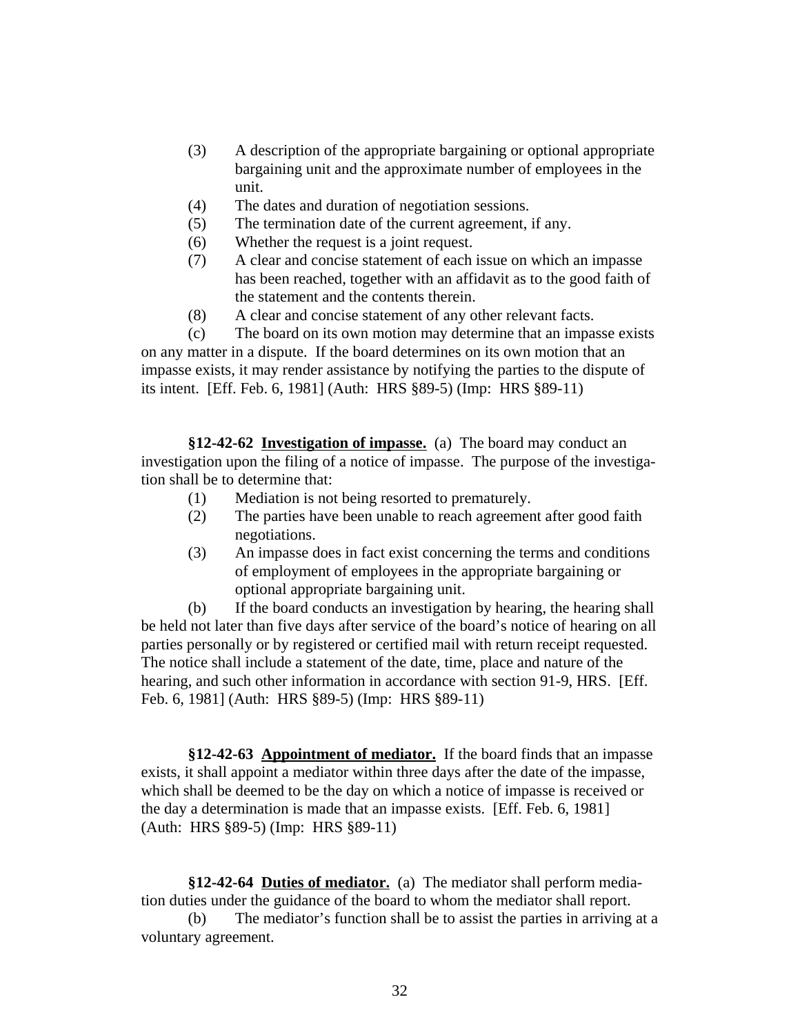(3) A description of the appropriate bargaining or optional appropriate bargaining unit and the approximate number of employees in the unit.

(4) The dates and duration of negotiation sessions.

(5) The termination date of the current agreement, if any.

(6) Whether the request is a joint request.

(7) A clear and concise statement of each issue on which an impasse has been reached, together with an affidavit as to the good faith of the statement and the contents therein.

(8) A clear and concise statement of any other relevant facts.

(c) The board on its own motion may determine that an impasse exists on any matter in a dispute. If the board determines on its own motion that an impasse exists, it may render assistance by notifying the parties to the dispute of its intent. [Eff. Feb. 6, 1981] (Auth: HRS §89-5) (Imp: HRS §89-11)

**§12-42-62 Investigation of impasse.** (a) The board may conduct an investigation upon the filing of a notice of impasse. The purpose of the investigation shall be to determine that:

(1) Mediation is not being resorted to prematurely.

(2) The parties have been unable to reach agreement after good faith negotiations.

(3) An impasse does in fact exist concerning the terms and conditions of employment of employees in the appropriate bargaining or optional appropriate bargaining unit.

(b) If the board conducts an investigation by hearing, the hearing shall be held not later than five days after service of the board's notice of hearing on all parties personally or by registered or certified mail with return receipt requested. The notice shall include a statement of the date, time, place and nature of the hearing, and such other information in accordance with section 91-9, HRS. [Eff. Feb. 6, 1981] (Auth: HRS §89-5) (Imp: HRS §89-11)

**§12-42-63 Appointment of mediator.** If the board finds that an impasse exists, it shall appoint a mediator within three days after the date of the impasse, which shall be deemed to be the day on which a notice of impasse is received or the day a determination is made that an impasse exists. [Eff. Feb. 6, 1981] (Auth: HRS §89-5) (Imp: HRS §89-11)

**§12-42-64 Duties of mediator.** (a) The mediator shall perform mediation duties under the guidance of the board to whom the mediator shall report.

(b) The mediator's function shall be to assist the parties in arriving at a voluntary agreement.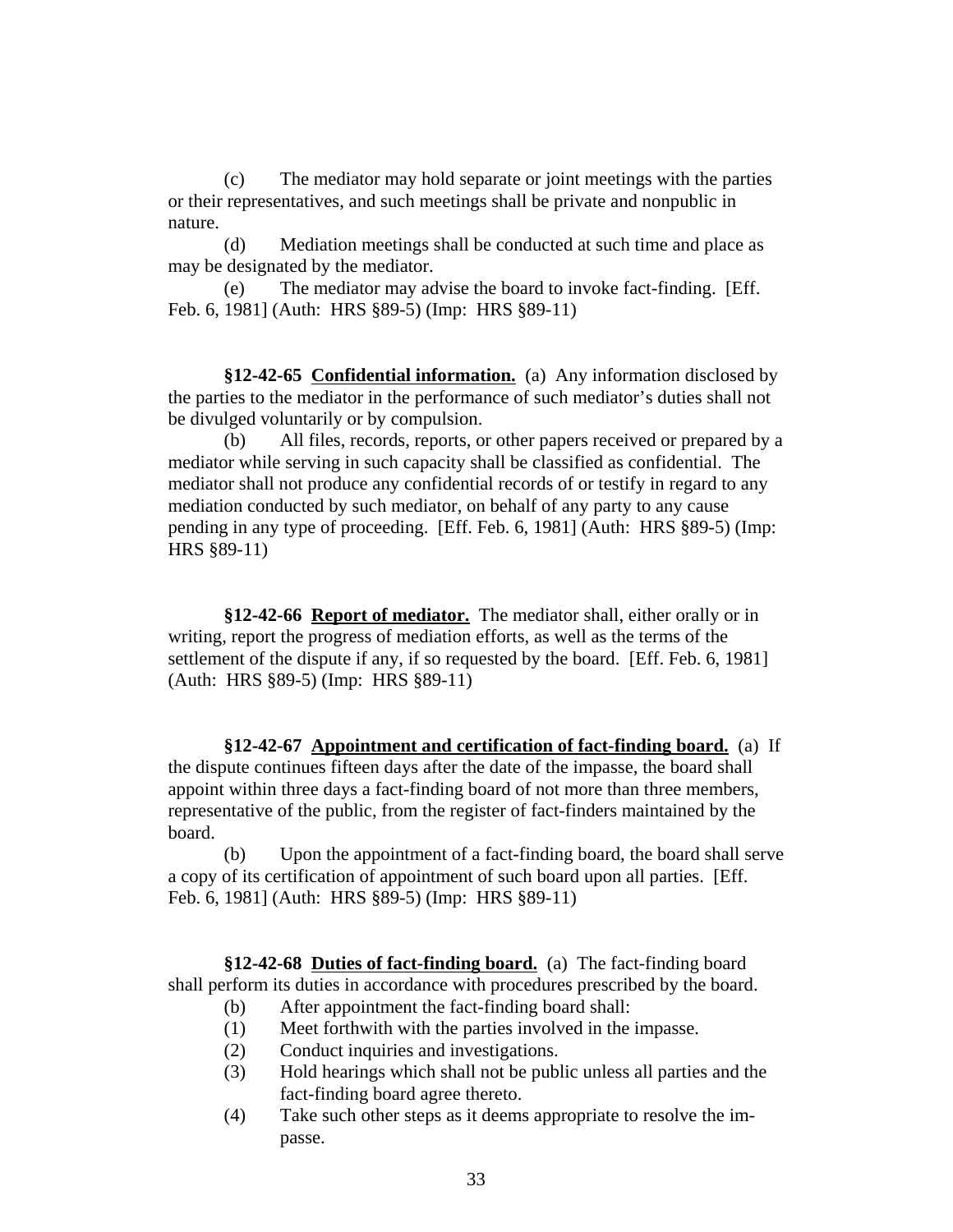(c) The mediator may hold separate or joint meetings with the parties or their representatives, and such meetings shall be private and nonpublic in nature.

(d) Mediation meetings shall be conducted at such time and place as may be designated by the mediator.

(e) The mediator may advise the board to invoke fact-finding. [Eff. Feb. 6, 1981] (Auth: HRS §89-5) (Imp: HRS §89-11)

**§12-42-65** **<u>Confidential information.</u>** (a) Any information disclosed by the parties to the mediator in the performance of such mediator's duties shall not be divulged voluntarily or by compulsion.

(b) All files, records, reports, or other papers received or prepared by a mediator while serving in such capacity shall be classified as confidential. The mediator shall not produce any confidential records of or testify in regard to any mediation conducted by such mediator, on behalf of any party to any cause pending in any type of proceeding. [Eff. Feb. 6, 1981] (Auth: HRS §89-5) (Imp: HRS §89-11)

**§12-42-66** **<u>Report of mediator.</u>** The mediator shall, either orally or in writing, report the progress of mediation efforts, as well as the terms of the settlement of the dispute if any, if so requested by the board. [Eff. Feb. 6, 1981] (Auth: HRS §89-5) (Imp: HRS §89-11)

**§12-42-67** **<u>Appointment and certification of fact-finding board.</u>** (a) If the dispute continues fifteen days after the date of the impasse, the board shall appoint within three days a fact-finding board of not more than three members, representative of the public, from the register of fact-finders maintained by the board.

(b) Upon the appointment of a fact-finding board, the board shall serve a copy of its certification of appointment of such board upon all parties. [Eff. Feb. 6, 1981] (Auth: HRS §89-5) (Imp: HRS §89-11)

**§12-42-68** **<u>Duties of fact-finding board.</u>** (a) The fact-finding board shall perform its duties in accordance with procedures prescribed by the board.

(b) After appointment the fact-finding board shall:

(1) Meet forthwith with the parties involved in the impasse.

(2) Conduct inquiries and investigations.

(3) Hold hearings which shall not be public unless all parties and the fact-finding board agree thereto.

(4) Take such other steps as it deems appropriate to resolve the impasse.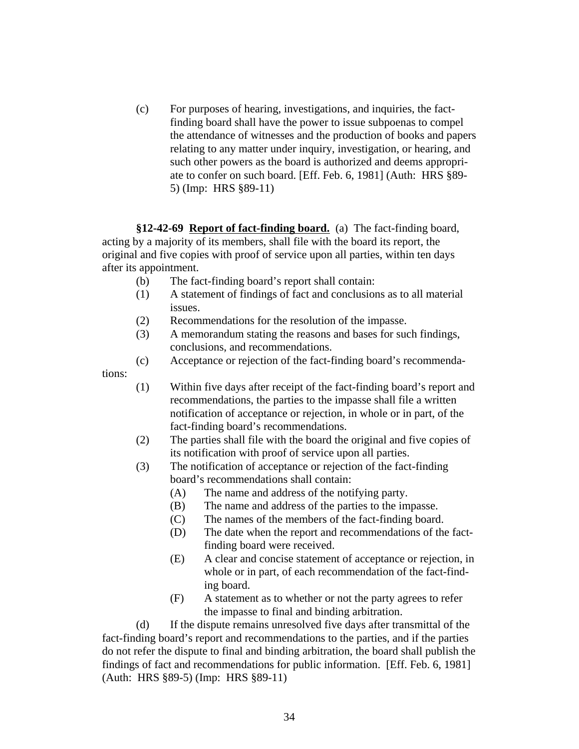(c) For purposes of hearing, investigations, and inquiries, the fact-finding board shall have the power to issue subpoenas to compel the attendance of witnesses and the production of books and papers relating to any matter under inquiry, investigation, or hearing, and such other powers as the board is authorized and deems appropriate to confer on such board. [Eff. Feb. 6, 1981] (Auth: HRS §89-5) (Imp: HRS §89-11)

**§12-42-69** **<u>Report of fact-finding board.</u>** (a) The fact-finding board, acting by a majority of its members, shall file with the board its report, the original and five copies with proof of service upon all parties, within ten days after its appointment.

(b) The fact-finding board's report shall contain:

(1) A statement of findings of fact and conclusions as to all material issues.

(2) Recommendations for the resolution of the impasse.

(3) A memorandum stating the reasons and bases for such findings, conclusions, and recommendations.

(c) Acceptance or rejection of the fact-finding board's recommendations:

(1) Within five days after receipt of the fact-finding board's report and recommendations, the parties to the impasse shall file a written notification of acceptance or rejection, in whole or in part, of the fact-finding board's recommendations.

(2) The parties shall file with the board the original and five copies of its notification with proof of service upon all parties.

(3) The notification of acceptance or rejection of the fact-finding board's recommendations shall contain:

(A) The name and address of the notifying party.

(B) The name and address of the parties to the impasse.

(C) The names of the members of the fact-finding board.

(D) The date when the report and recommendations of the fact-finding board were received.

(E) A clear and concise statement of acceptance or rejection, in whole or in part, of each recommendation of the fact-finding board.

(F) A statement as to whether or not the party agrees to refer the impasse to final and binding arbitration.

(d) If the dispute remains unresolved five days after transmittal of the fact-finding board's report and recommendations to the parties, and if the parties do not refer the dispute to final and binding arbitration, the board shall publish the findings of fact and recommendations for public information. [Eff. Feb. 6, 1981] (Auth: HRS §89-5) (Imp: HRS §89-11)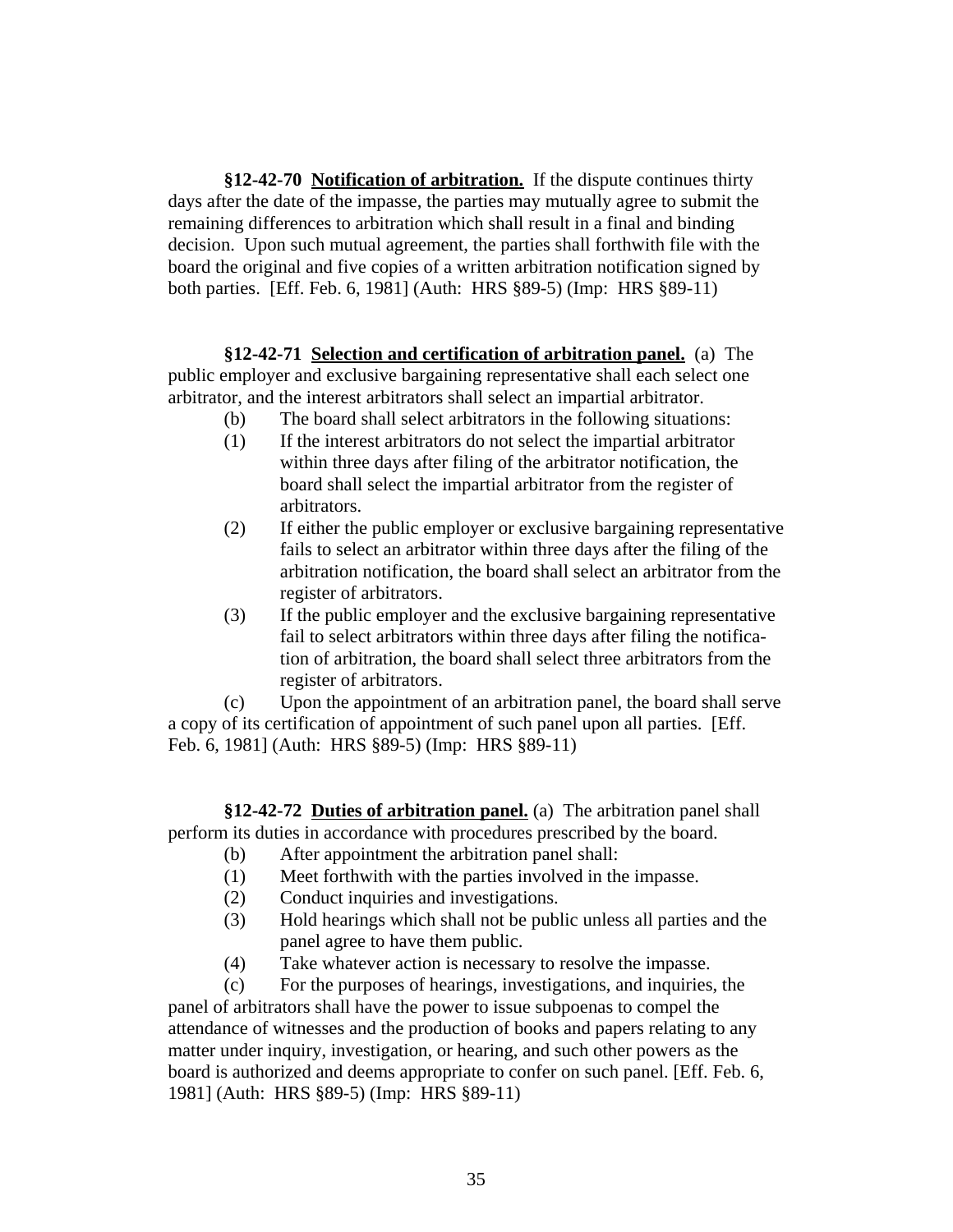**§12-42-70 <u>Notification of arbitration.</u>** If the dispute continues thirty days after the date of the impasse, the parties may mutually agree to submit the remaining differences to arbitration which shall result in a final and binding decision. Upon such mutual agreement, the parties shall forthwith file with the board the original and five copies of a written arbitration notification signed by both parties. [Eff. Feb. 6, 1981] (Auth: HRS §89-5) (Imp: HRS §89-11)

**§12-42-71 <u>Selection and certification of arbitration panel.</u>** (a) The public employer and exclusive bargaining representative shall each select one arbitrator, and the interest arbitrators shall select an impartial arbitrator.

(b) The board shall select arbitrators in the following situations:

(1) If the interest arbitrators do not select the impartial arbitrator within three days after filing of the arbitrator notification, the board shall select the impartial arbitrator from the register of arbitrators.

(2) If either the public employer or exclusive bargaining representative fails to select an arbitrator within three days after the filing of the arbitration notification, the board shall select an arbitrator from the register of arbitrators.

(3) If the public employer and the exclusive bargaining representative fail to select arbitrators within three days after filing the notification of arbitration, the board shall select three arbitrators from the register of arbitrators.

(c) Upon the appointment of an arbitration panel, the board shall serve a copy of its certification of appointment of such panel upon all parties. [Eff. Feb. 6, 1981] (Auth: HRS §89-5) (Imp: HRS §89-11)

**§12-42-72 <u>Duties of arbitration panel.</u>** (a) The arbitration panel shall perform its duties in accordance with procedures prescribed by the board.

(b) After appointment the arbitration panel shall:

(1) Meet forthwith with the parties involved in the impasse.

(2) Conduct inquiries and investigations.

(3) Hold hearings which shall not be public unless all parties and the panel agree to have them public.

(4) Take whatever action is necessary to resolve the impasse.

(c) For the purposes of hearings, investigations, and inquiries, the panel of arbitrators shall have the power to issue subpoenas to compel the attendance of witnesses and the production of books and papers relating to any matter under inquiry, investigation, or hearing, and such other powers as the board is authorized and deems appropriate to confer on such panel. [Eff. Feb. 6, 1981] (Auth: HRS §89-5) (Imp: HRS §89-11)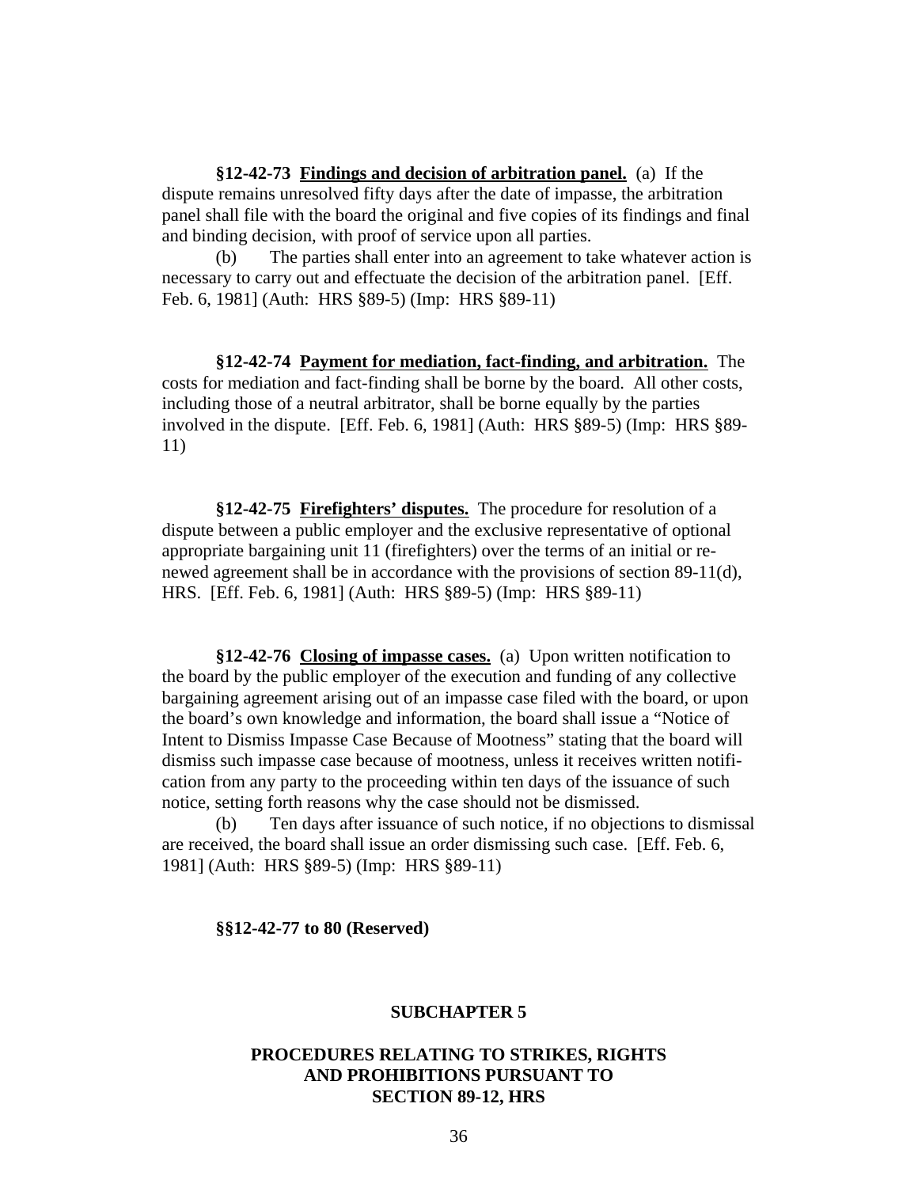**§12-42-73 Findings and decision of arbitration panel.** (a) If the dispute remains unresolved fifty days after the date of impasse, the arbitration panel shall file with the board the original and five copies of its findings and final and binding decision, with proof of service upon all parties.

(b) The parties shall enter into an agreement to take whatever action is necessary to carry out and effectuate the decision of the arbitration panel. [Eff. Feb. 6, 1981] (Auth: HRS §89-5) (Imp: HRS §89-11)

**§12-42-74 Payment for mediation, fact-finding, and arbitration.** The costs for mediation and fact-finding shall be borne by the board. All other costs, including those of a neutral arbitrator, shall be borne equally by the parties involved in the dispute. [Eff. Feb. 6, 1981] (Auth: HRS §89-5) (Imp: HRS §89-11)

**§12-42-75 Firefighters' disputes.** The procedure for resolution of a dispute between a public employer and the exclusive representative of optional appropriate bargaining unit 11 (firefighters) over the terms of an initial or renewed agreement shall be in accordance with the provisions of section 89-11(d), HRS. [Eff. Feb. 6, 1981] (Auth: HRS §89-5) (Imp: HRS §89-11)

**§12-42-76 Closing of impasse cases.** (a) Upon written notification to the board by the public employer of the execution and funding of any collective bargaining agreement arising out of an impasse case filed with the board, or upon the board's own knowledge and information, the board shall issue a "Notice of Intent to Dismiss Impasse Case Because of Mootness" stating that the board will dismiss such impasse case because of mootness, unless it receives written notification from any party to the proceeding within ten days of the issuance of such notice, setting forth reasons why the case should not be dismissed.

(b) Ten days after issuance of such notice, if no objections to dismissal are received, the board shall issue an order dismissing such case. [Eff. Feb. 6, 1981] (Auth: HRS §89-5) (Imp: HRS §89-11)

**§§12-42-77 to 80 (Reserved)**

## SUBCHAPTER 5

## PROCEDURES RELATING TO STRIKES, RIGHTS AND PROHIBITIONS PURSUANT TO SECTION 89-12, HRS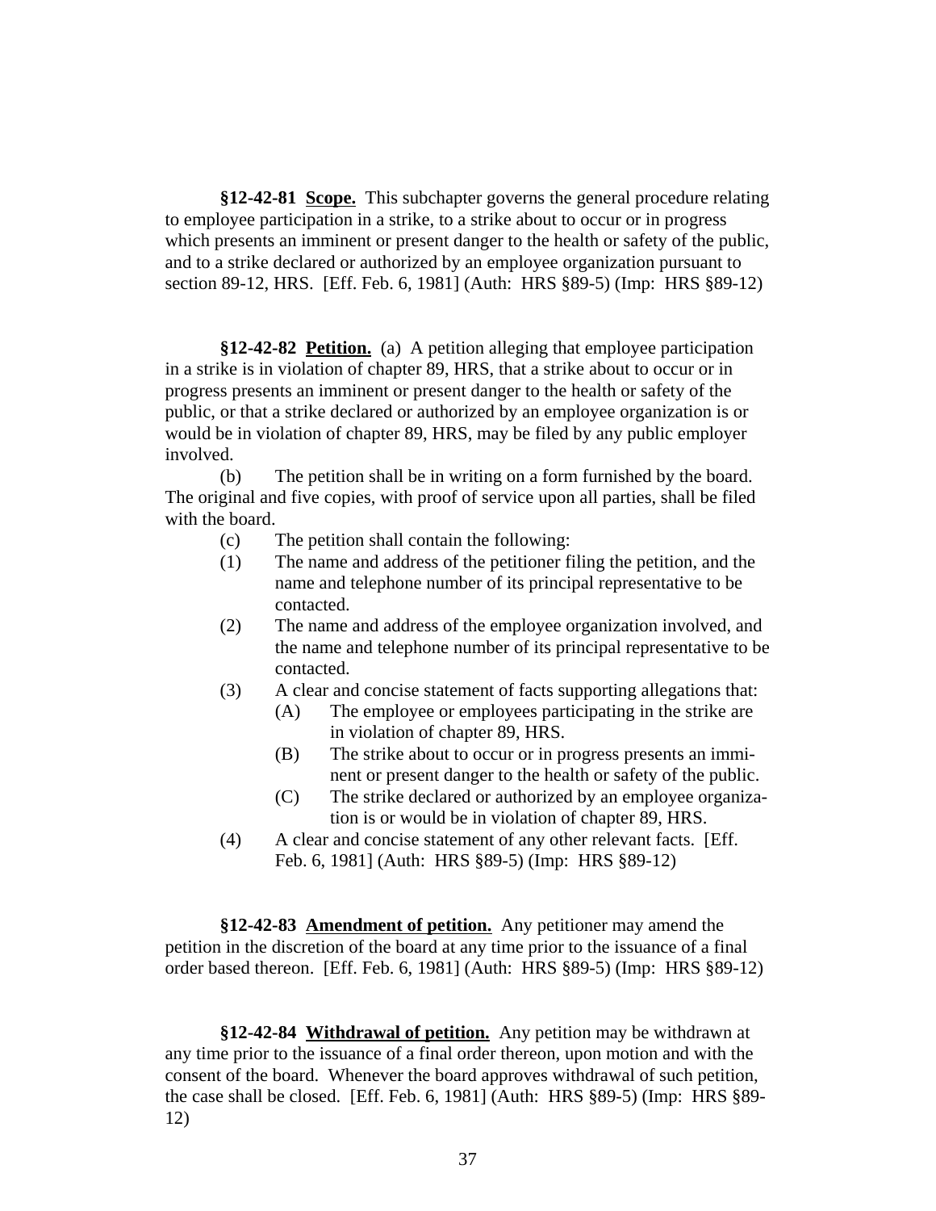**§12-42-81 <u>Scope.</u>** This subchapter governs the general procedure relating to employee participation in a strike, to a strike about to occur or in progress which presents an imminent or present danger to the health or safety of the public, and to a strike declared or authorized by an employee organization pursuant to section 89-12, HRS. [Eff. Feb. 6, 1981] (Auth: HRS §89-5) (Imp: HRS §89-12)

**§12-42-82 <u>Petition.</u>** (a) A petition alleging that employee participation in a strike is in violation of chapter 89, HRS, that a strike about to occur or in progress presents an imminent or present danger to the health or safety of the public, or that a strike declared or authorized by an employee organization is or would be in violation of chapter 89, HRS, may be filed by any public employer involved.

(b) The petition shall be in writing on a form furnished by the board. The original and five copies, with proof of service upon all parties, shall be filed with the board.

(c) The petition shall contain the following:

(1) The name and address of the petitioner filing the petition, and the name and telephone number of its principal representative to be contacted.

(2) The name and address of the employee organization involved, and the name and telephone number of its principal representative to be contacted.

(3) A clear and concise statement of facts supporting allegations that:

  (A) The employee or employees participating in the strike are in violation of chapter 89, HRS.

  (B) The strike about to occur or in progress presents an imminent or present danger to the health or safety of the public.

  (C) The strike declared or authorized by an employee organization is or would be in violation of chapter 89, HRS.

(4) A clear and concise statement of any other relevant facts. [Eff. Feb. 6, 1981] (Auth: HRS §89-5) (Imp: HRS §89-12)

**§12-42-83 <u>Amendment of petition.</u>** Any petitioner may amend the petition in the discretion of the board at any time prior to the issuance of a final order based thereon. [Eff. Feb. 6, 1981] (Auth: HRS §89-5) (Imp: HRS §89-12)

**§12-42-84 <u>Withdrawal of petition.</u>** Any petition may be withdrawn at any time prior to the issuance of a final order thereon, upon motion and with the consent of the board. Whenever the board approves withdrawal of such petition, the case shall be closed. [Eff. Feb. 6, 1981] (Auth: HRS §89-5) (Imp: HRS §89-12)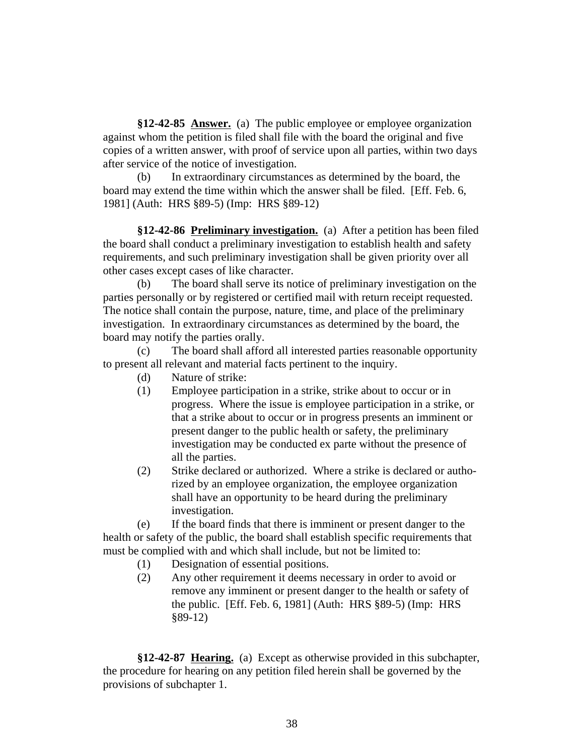**§12-42-85 Answer.** (a) The public employee or employee organization against whom the petition is filed shall file with the board the original and five copies of a written answer, with proof of service upon all parties, within two days after service of the notice of investigation.

(b) In extraordinary circumstances as determined by the board, the board may extend the time within which the answer shall be filed. [Eff. Feb. 6, 1981] (Auth: HRS §89-5) (Imp: HRS §89-12)

**§12-42-86 Preliminary investigation.** (a) After a petition has been filed the board shall conduct a preliminary investigation to establish health and safety requirements, and such preliminary investigation shall be given priority over all other cases except cases of like character.

(b) The board shall serve its notice of preliminary investigation on the parties personally or by registered or certified mail with return receipt requested. The notice shall contain the purpose, nature, time, and place of the preliminary investigation. In extraordinary circumstances as determined by the board, the board may notify the parties orally.

(c) The board shall afford all interested parties reasonable opportunity to present all relevant and material facts pertinent to the inquiry.

(d) Nature of strike:

(1) Employee participation in a strike, strike about to occur or in progress. Where the issue is employee participation in a strike, or that a strike about to occur or in progress presents an imminent or present danger to the public health or safety, the preliminary investigation may be conducted ex parte without the presence of all the parties.

(2) Strike declared or authorized. Where a strike is declared or authorized by an employee organization, the employee organization shall have an opportunity to be heard during the preliminary investigation.

(e) If the board finds that there is imminent or present danger to the health or safety of the public, the board shall establish specific requirements that must be complied with and which shall include, but not be limited to:

(1) Designation of essential positions.

(2) Any other requirement it deems necessary in order to avoid or remove any imminent or present danger to the health or safety of the public. [Eff. Feb. 6, 1981] (Auth: HRS §89-5) (Imp: HRS §89-12)

**§12-42-87 Hearing.** (a) Except as otherwise provided in this subchapter, the procedure for hearing on any petition filed herein shall be governed by the provisions of subchapter 1.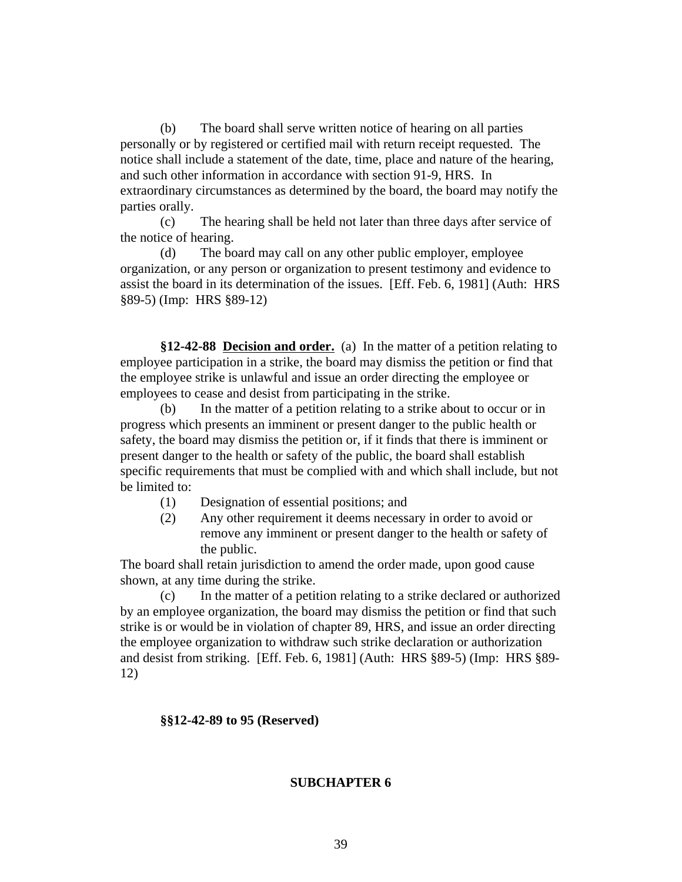(b) The board shall serve written notice of hearing on all parties personally or by registered or certified mail with return receipt requested. The notice shall include a statement of the date, time, place and nature of the hearing, and such other information in accordance with section 91-9, HRS. In extraordinary circumstances as determined by the board, the board may notify the parties orally.

(c) The hearing shall be held not later than three days after service of the notice of hearing.

(d) The board may call on any other public employer, employee organization, or any person or organization to present testimony and evidence to assist the board in its determination of the issues. [Eff. Feb. 6, 1981] (Auth: HRS §89-5) (Imp: HRS §89-12)

**§12-42-88 <u>Decision and order.</u>** (a) In the matter of a petition relating to employee participation in a strike, the board may dismiss the petition or find that the employee strike is unlawful and issue an order directing the employee or employees to cease and desist from participating in the strike.

(b) In the matter of a petition relating to a strike about to occur or in progress which presents an imminent or present danger to the public health or safety, the board may dismiss the petition or, if it finds that there is imminent or present danger to the health or safety of the public, the board shall establish specific requirements that must be complied with and which shall include, but not be limited to:

(1) Designation of essential positions; and
(2) Any other requirement it deems necessary in order to avoid or remove any imminent or present danger to the health or safety of the public.

The board shall retain jurisdiction to amend the order made, upon good cause shown, at any time during the strike.

(c) In the matter of a petition relating to a strike declared or authorized by an employee organization, the board may dismiss the petition or find that such strike is or would be in violation of chapter 89, HRS, and issue an order directing the employee organization to withdraw such strike declaration or authorization and desist from striking. [Eff. Feb. 6, 1981] (Auth: HRS §89-5) (Imp: HRS §89-12)

**§§12-42-89 to 95 (Reserved)**

## SUBCHAPTER 6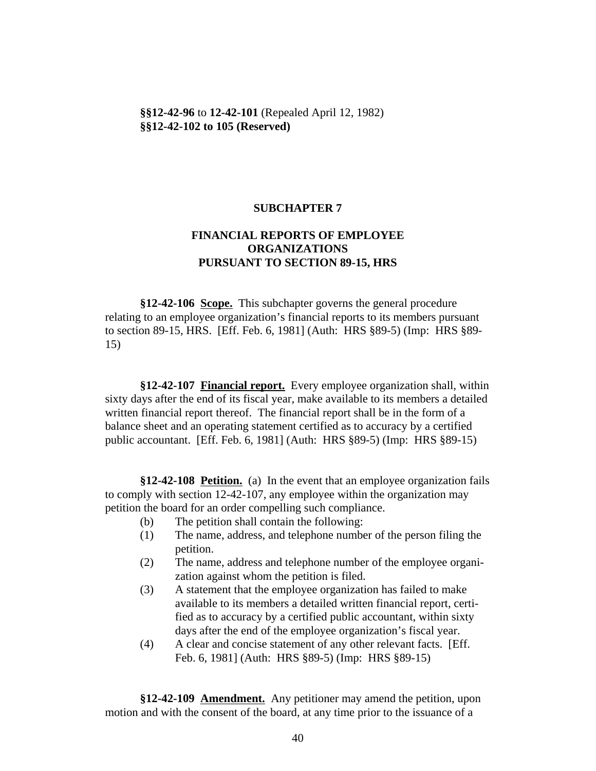**§§12-42-96** to **12-42-101** (Repealed April 12, 1982)
**§§12-42-102 to 105 (Reserved)**

## SUBCHAPTER 7

## FINANCIAL REPORTS OF EMPLOYEE ORGANIZATIONS PURSUANT TO SECTION 89-15, HRS

**§12-42-106 Scope.** This subchapter governs the general procedure relating to an employee organization's financial reports to its members pursuant to section 89-15, HRS. [Eff. Feb. 6, 1981] (Auth: HRS §89-5) (Imp: HRS §89-15)

**§12-42-107 Financial report.** Every employee organization shall, within sixty days after the end of its fiscal year, make available to its members a detailed written financial report thereof. The financial report shall be in the form of a balance sheet and an operating statement certified as to accuracy by a certified public accountant. [Eff. Feb. 6, 1981] (Auth: HRS §89-5) (Imp: HRS §89-15)

**§12-42-108 Petition.** (a) In the event that an employee organization fails to comply with section 12-42-107, any employee within the organization may petition the board for an order compelling such compliance.

(b) The petition shall contain the following:

(1) The name, address, and telephone number of the person filing the petition.

(2) The name, address and telephone number of the employee organization against whom the petition is filed.

(3) A statement that the employee organization has failed to make available to its members a detailed written financial report, certified as to accuracy by a certified public accountant, within sixty days after the end of the employee organization's fiscal year.

(4) A clear and concise statement of any other relevant facts. [Eff. Feb. 6, 1981] (Auth: HRS §89-5) (Imp: HRS §89-15)

**§12-42-109 Amendment.** Any petitioner may amend the petition, upon motion and with the consent of the board, at any time prior to the issuance of a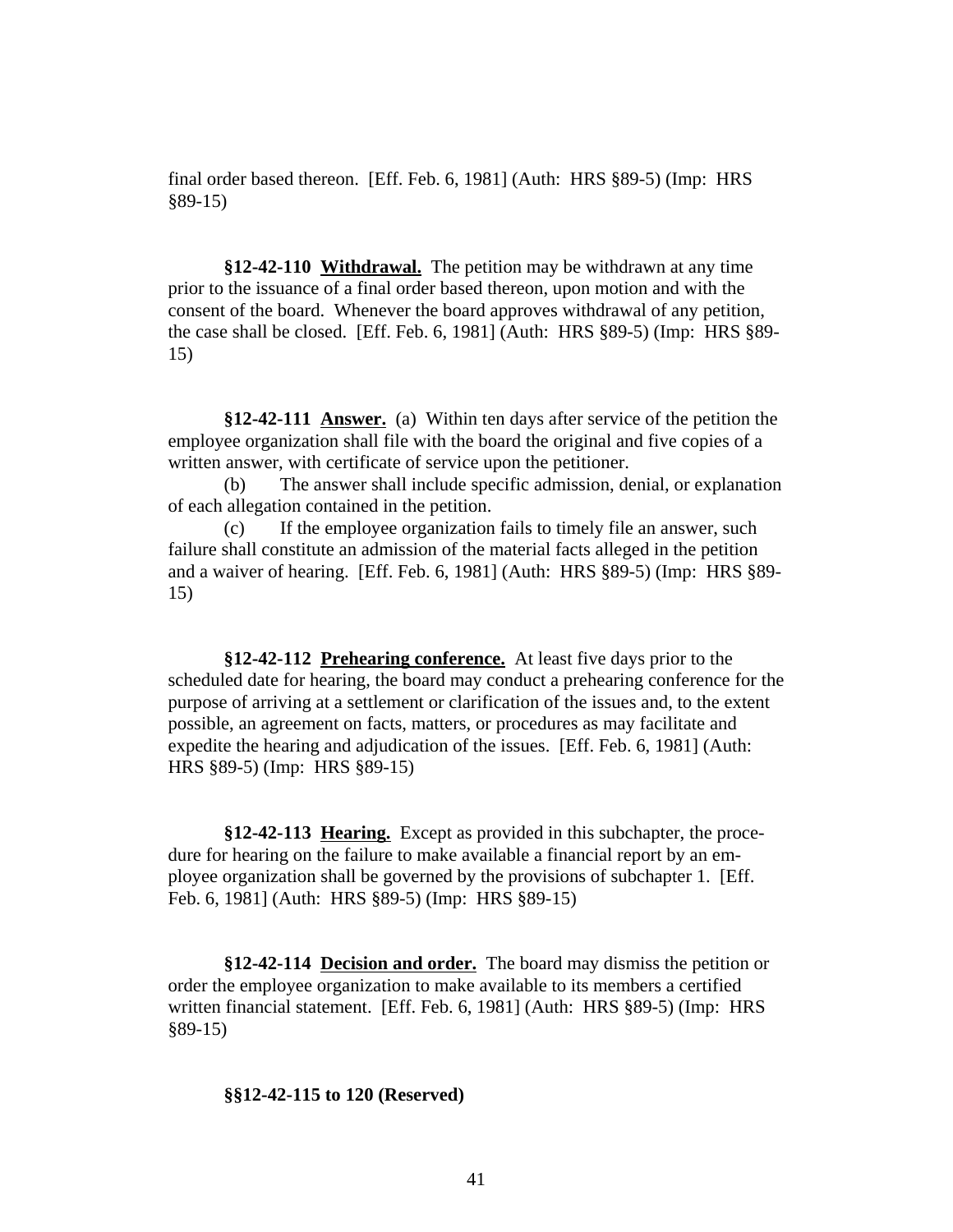final order based thereon. [Eff. Feb. 6, 1981] (Auth: HRS §89-5) (Imp: HRS §89-15)

**§12-42-110 Withdrawal.** The petition may be withdrawn at any time prior to the issuance of a final order based thereon, upon motion and with the consent of the board. Whenever the board approves withdrawal of any petition, the case shall be closed. [Eff. Feb. 6, 1981] (Auth: HRS §89-5) (Imp: HRS §89-15)

**§12-42-111 Answer.** (a) Within ten days after service of the petition the employee organization shall file with the board the original and five copies of a written answer, with certificate of service upon the petitioner.

(b) The answer shall include specific admission, denial, or explanation of each allegation contained in the petition.

(c) If the employee organization fails to timely file an answer, such failure shall constitute an admission of the material facts alleged in the petition and a waiver of hearing. [Eff. Feb. 6, 1981] (Auth: HRS §89-5) (Imp: HRS §89-15)

**§12-42-112 Prehearing conference.** At least five days prior to the scheduled date for hearing, the board may conduct a prehearing conference for the purpose of arriving at a settlement or clarification of the issues and, to the extent possible, an agreement on facts, matters, or procedures as may facilitate and expedite the hearing and adjudication of the issues. [Eff. Feb. 6, 1981] (Auth: HRS §89-5) (Imp: HRS §89-15)

**§12-42-113 Hearing.** Except as provided in this subchapter, the procedure for hearing on the failure to make available a financial report by an employee organization shall be governed by the provisions of subchapter 1. [Eff. Feb. 6, 1981] (Auth: HRS §89-5) (Imp: HRS §89-15)

**§12-42-114 Decision and order.** The board may dismiss the petition or order the employee organization to make available to its members a certified written financial statement. [Eff. Feb. 6, 1981] (Auth: HRS §89-5) (Imp: HRS §89-15)

**§§12-42-115 to 120 (Reserved)**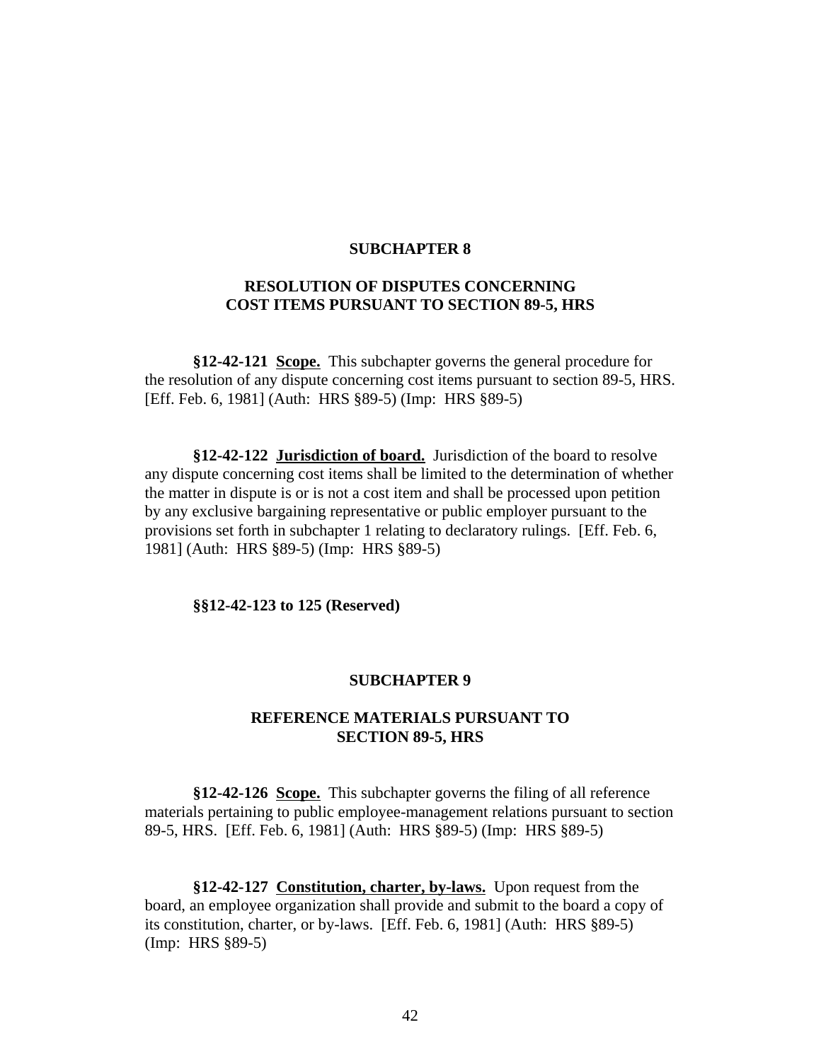## SUBCHAPTER 8

## RESOLUTION OF DISPUTES CONCERNING COST ITEMS PURSUANT TO SECTION 89-5, HRS

**§12-42-121 Scope.** This subchapter governs the general procedure for the resolution of any dispute concerning cost items pursuant to section 89-5, HRS. [Eff. Feb. 6, 1981] (Auth: HRS §89-5) (Imp: HRS §89-5)

**§12-42-122 Jurisdiction of board.** Jurisdiction of the board to resolve any dispute concerning cost items shall be limited to the determination of whether the matter in dispute is or is not a cost item and shall be processed upon petition by any exclusive bargaining representative or public employer pursuant to the provisions set forth in subchapter 1 relating to declaratory rulings. [Eff. Feb. 6, 1981] (Auth: HRS §89-5) (Imp: HRS §89-5)

**§§12-42-123 to 125 (Reserved)**

## SUBCHAPTER 9

## REFERENCE MATERIALS PURSUANT TO SECTION 89-5, HRS

**§12-42-126 Scope.** This subchapter governs the filing of all reference materials pertaining to public employee-management relations pursuant to section 89-5, HRS. [Eff. Feb. 6, 1981] (Auth: HRS §89-5) (Imp: HRS §89-5)

**§12-42-127 Constitution, charter, by-laws.** Upon request from the board, an employee organization shall provide and submit to the board a copy of its constitution, charter, or by-laws. [Eff. Feb. 6, 1981] (Auth: HRS §89-5) (Imp: HRS §89-5)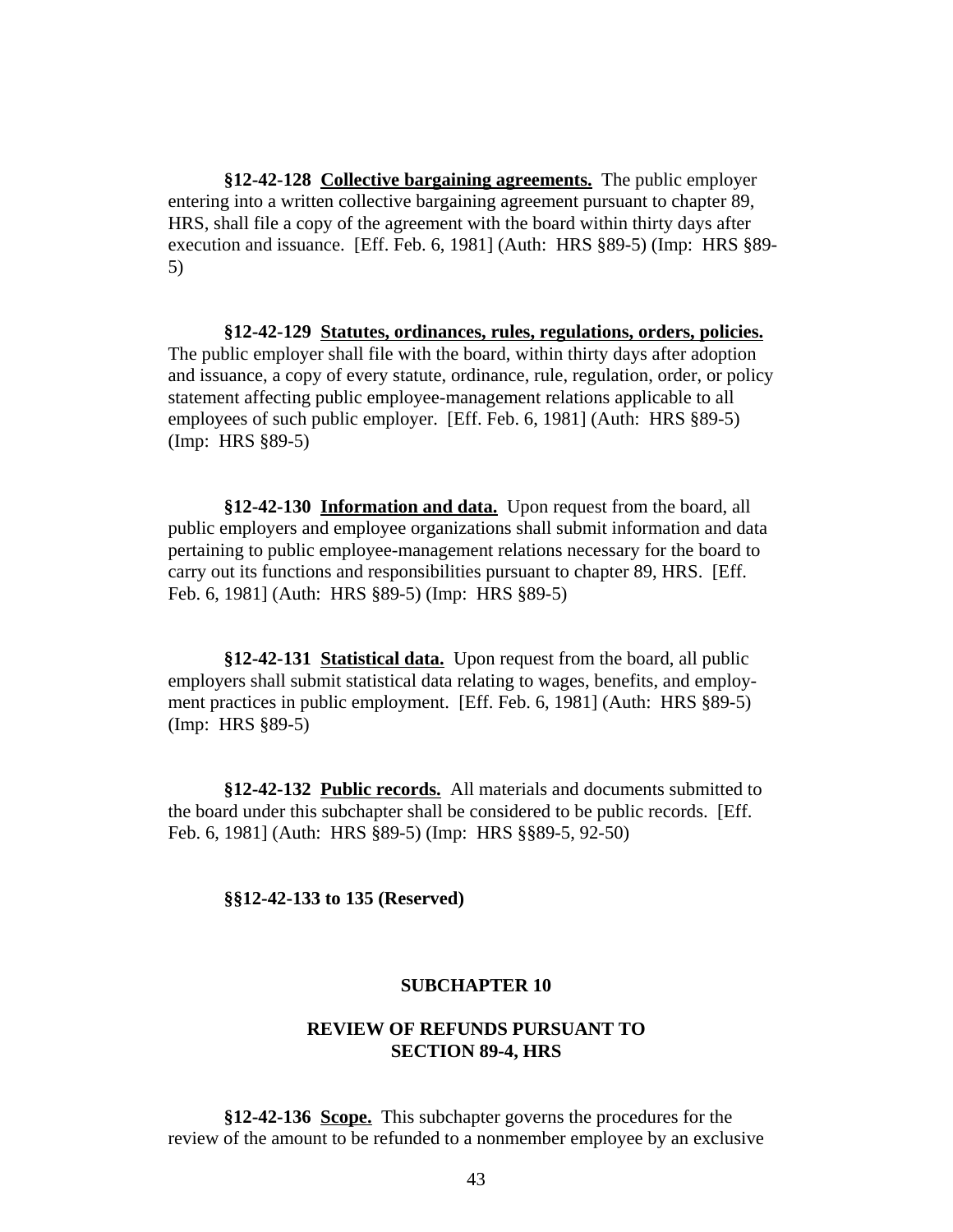**§12-42-128 <u>Collective bargaining agreements.</u>** The public employer entering into a written collective bargaining agreement pursuant to chapter 89, HRS, shall file a copy of the agreement with the board within thirty days after execution and issuance. [Eff. Feb. 6, 1981] (Auth: HRS §89-5) (Imp: HRS §89-5)

**§12-42-129 <u>Statutes, ordinances, rules, regulations, orders, policies.</u>** The public employer shall file with the board, within thirty days after adoption and issuance, a copy of every statute, ordinance, rule, regulation, order, or policy statement affecting public employee-management relations applicable to all employees of such public employer. [Eff. Feb. 6, 1981] (Auth: HRS §89-5) (Imp: HRS §89-5)

**§12-42-130 <u>Information and data.</u>** Upon request from the board, all public employers and employee organizations shall submit information and data pertaining to public employee-management relations necessary for the board to carry out its functions and responsibilities pursuant to chapter 89, HRS. [Eff. Feb. 6, 1981] (Auth: HRS §89-5) (Imp: HRS §89-5)

**§12-42-131 <u>Statistical data.</u>** Upon request from the board, all public employers shall submit statistical data relating to wages, benefits, and employment practices in public employment. [Eff. Feb. 6, 1981] (Auth: HRS §89-5) (Imp: HRS §89-5)

**§12-42-132 <u>Public records.</u>** All materials and documents submitted to the board under this subchapter shall be considered to be public records. [Eff. Feb. 6, 1981] (Auth: HRS §89-5) (Imp: HRS §§89-5, 92-50)

**§§12-42-133 to 135 (Reserved)**

## SUBCHAPTER 10

## REVIEW OF REFUNDS PURSUANT TO SECTION 89-4, HRS

**§12-42-136 <u>Scope.</u>** This subchapter governs the procedures for the review of the amount to be refunded to a nonmember employee by an exclusive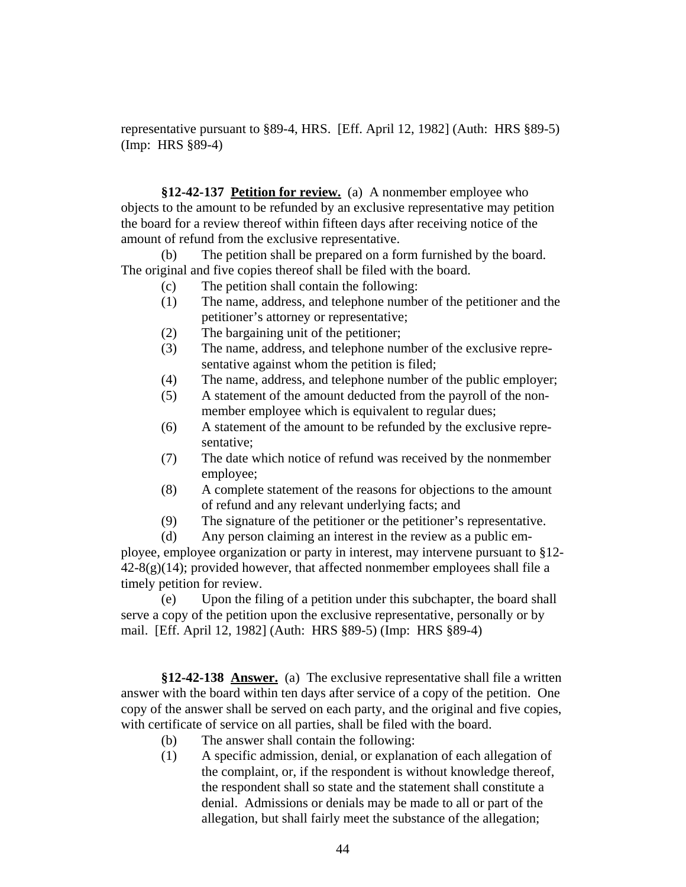representative pursuant to §89-4, HRS. [Eff. April 12, 1982] (Auth: HRS §89-5) (Imp: HRS §89-4)

**§12-42-137 Petition for review.** (a) A nonmember employee who objects to the amount to be refunded by an exclusive representative may petition the board for a review thereof within fifteen days after receiving notice of the amount of refund from the exclusive representative.

(b) The petition shall be prepared on a form furnished by the board. The original and five copies thereof shall be filed with the board.

(c) The petition shall contain the following:

(1) The name, address, and telephone number of the petitioner and the petitioner's attorney or representative;

(2) The bargaining unit of the petitioner;

(3) The name, address, and telephone number of the exclusive representative against whom the petition is filed;

(4) The name, address, and telephone number of the public employer;

(5) A statement of the amount deducted from the payroll of the nonmember employee which is equivalent to regular dues;

(6) A statement of the amount to be refunded by the exclusive representative;

(7) The date which notice of refund was received by the nonmember employee;

(8) A complete statement of the reasons for objections to the amount of refund and any relevant underlying facts; and

(9) The signature of the petitioner or the petitioner's representative.

(d) Any person claiming an interest in the review as a public employee, employee organization or party in interest, may intervene pursuant to §12-42-8(g)(14); provided however, that affected nonmember employees shall file a timely petition for review.

(e) Upon the filing of a petition under this subchapter, the board shall serve a copy of the petition upon the exclusive representative, personally or by mail. [Eff. April 12, 1982] (Auth: HRS §89-5) (Imp: HRS §89-4)

**§12-42-138 Answer.** (a) The exclusive representative shall file a written answer with the board within ten days after service of a copy of the petition. One copy of the answer shall be served on each party, and the original and five copies, with certificate of service on all parties, shall be filed with the board.

(b) The answer shall contain the following:

(1) A specific admission, denial, or explanation of each allegation of the complaint, or, if the respondent is without knowledge thereof, the respondent shall so state and the statement shall constitute a denial. Admissions or denials may be made to all or part of the allegation, but shall fairly meet the substance of the allegation;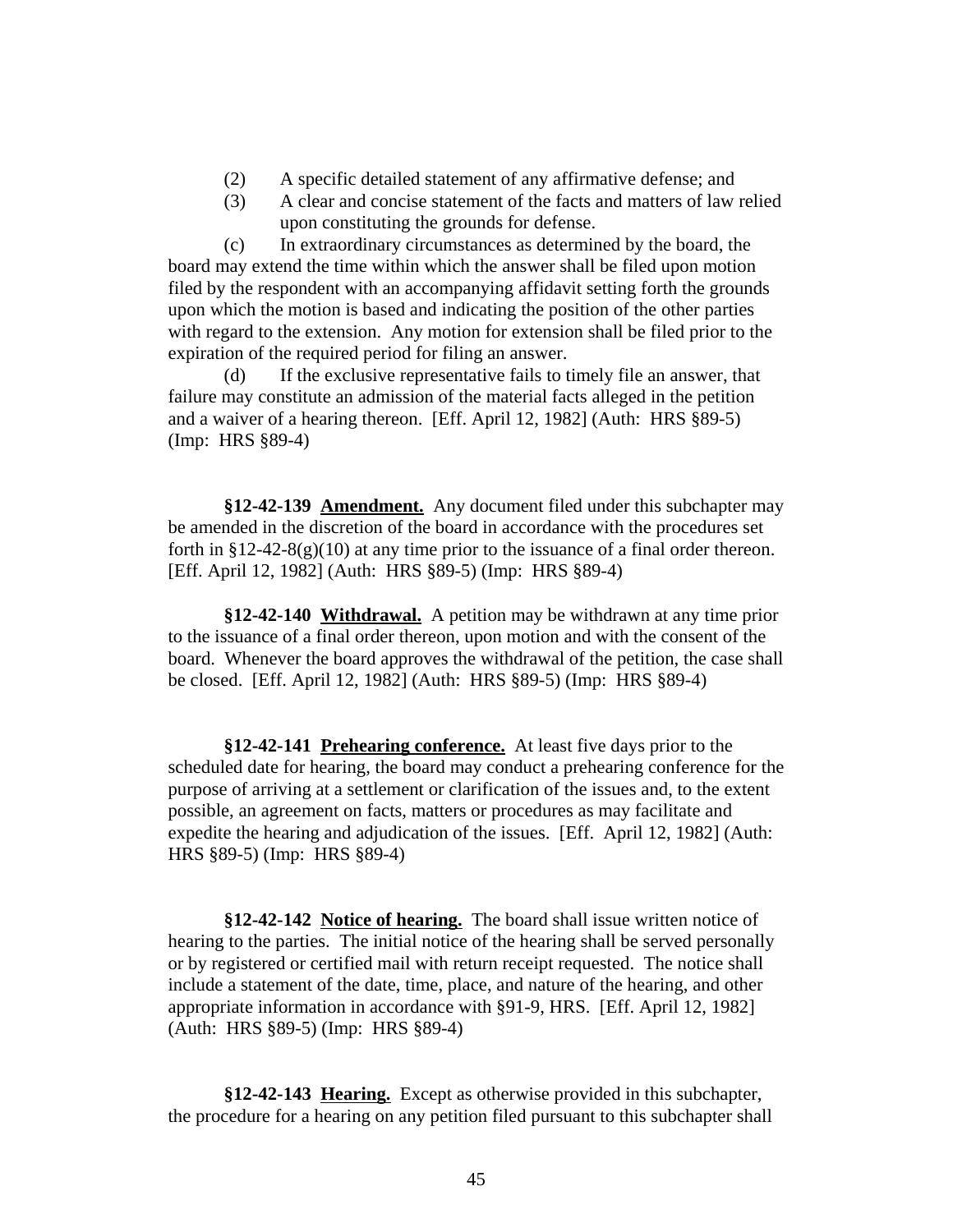(2) A specific detailed statement of any affirmative defense; and

(3) A clear and concise statement of the facts and matters of law relied upon constituting the grounds for defense.

(c) In extraordinary circumstances as determined by the board, the board may extend the time within which the answer shall be filed upon motion filed by the respondent with an accompanying affidavit setting forth the grounds upon which the motion is based and indicating the position of the other parties with regard to the extension. Any motion for extension shall be filed prior to the expiration of the required period for filing an answer.

(d) If the exclusive representative fails to timely file an answer, that failure may constitute an admission of the material facts alleged in the petition and a waiver of a hearing thereon. [Eff. April 12, 1982] (Auth: HRS §89-5) (Imp: HRS §89-4)

**§12-42-139 Amendment.** Any document filed under this subchapter may be amended in the discretion of the board in accordance with the procedures set forth in §12-42-8(g)(10) at any time prior to the issuance of a final order thereon. [Eff. April 12, 1982] (Auth: HRS §89-5) (Imp: HRS §89-4)

**§12-42-140 Withdrawal.** A petition may be withdrawn at any time prior to the issuance of a final order thereon, upon motion and with the consent of the board. Whenever the board approves the withdrawal of the petition, the case shall be closed. [Eff. April 12, 1982] (Auth: HRS §89-5) (Imp: HRS §89-4)

**§12-42-141 Prehearing conference.** At least five days prior to the scheduled date for hearing, the board may conduct a prehearing conference for the purpose of arriving at a settlement or clarification of the issues and, to the extent possible, an agreement on facts, matters or procedures as may facilitate and expedite the hearing and adjudication of the issues. [Eff. April 12, 1982] (Auth: HRS §89-5) (Imp: HRS §89-4)

**§12-42-142 Notice of hearing.** The board shall issue written notice of hearing to the parties. The initial notice of the hearing shall be served personally or by registered or certified mail with return receipt requested. The notice shall include a statement of the date, time, place, and nature of the hearing, and other appropriate information in accordance with §91-9, HRS. [Eff. April 12, 1982] (Auth: HRS §89-5) (Imp: HRS §89-4)

**§12-42-143 Hearing.** Except as otherwise provided in this subchapter, the procedure for a hearing on any petition filed pursuant to this subchapter shall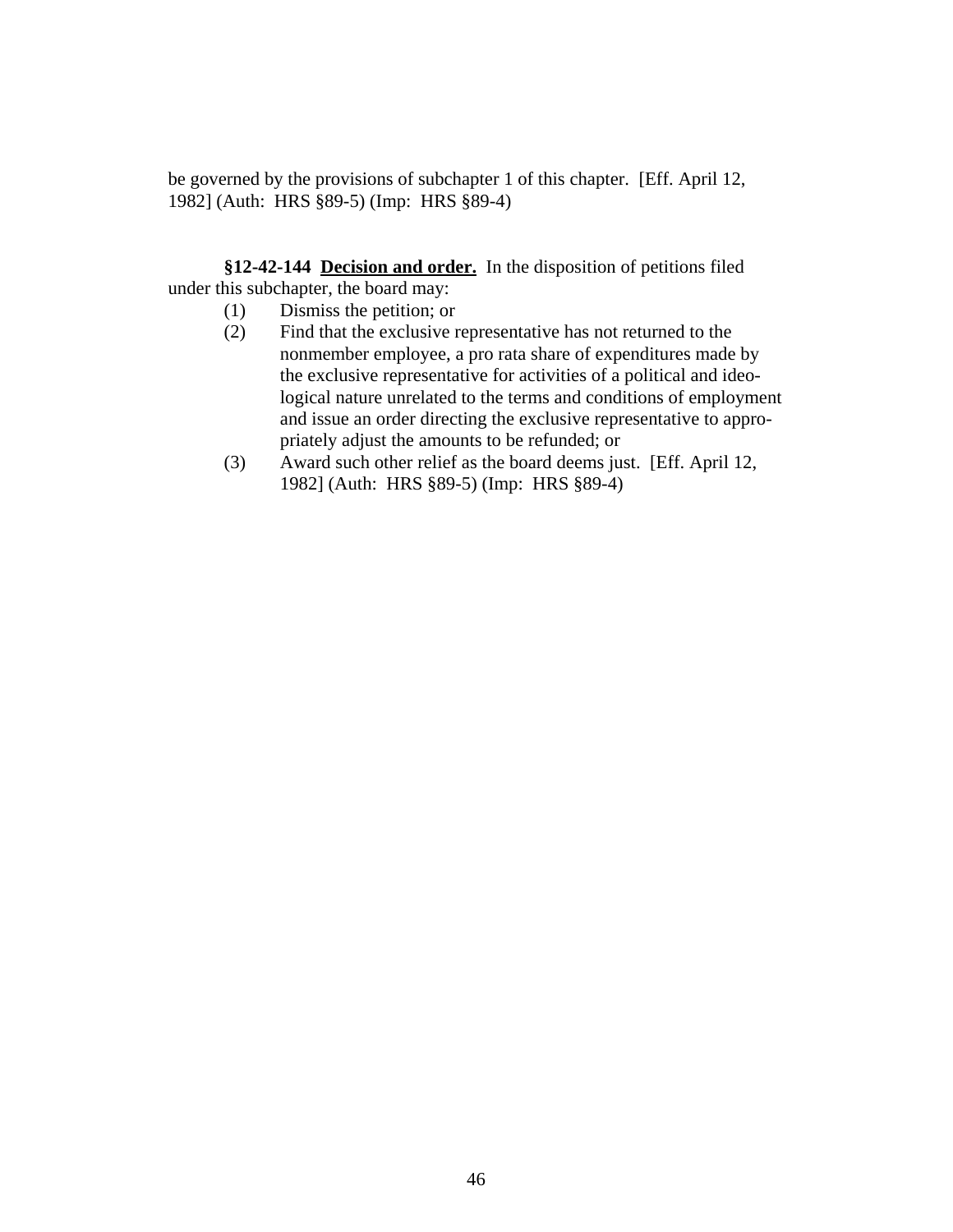be governed by the provisions of subchapter 1 of this chapter. [Eff. April 12, 1982] (Auth: HRS §89-5) (Imp: HRS §89-4)

**§12-42-144** **Decision and order.** In the disposition of petitions filed under this subchapter, the board may:

(1) Dismiss the petition; or

(2) Find that the exclusive representative has not returned to the nonmember employee, a pro rata share of expenditures made by the exclusive representative for activities of a political and ideological nature unrelated to the terms and conditions of employment and issue an order directing the exclusive representative to appropriately adjust the amounts to be refunded; or

(3) Award such other relief as the board deems just. [Eff. April 12, 1982] (Auth: HRS §89-5) (Imp: HRS §89-4)